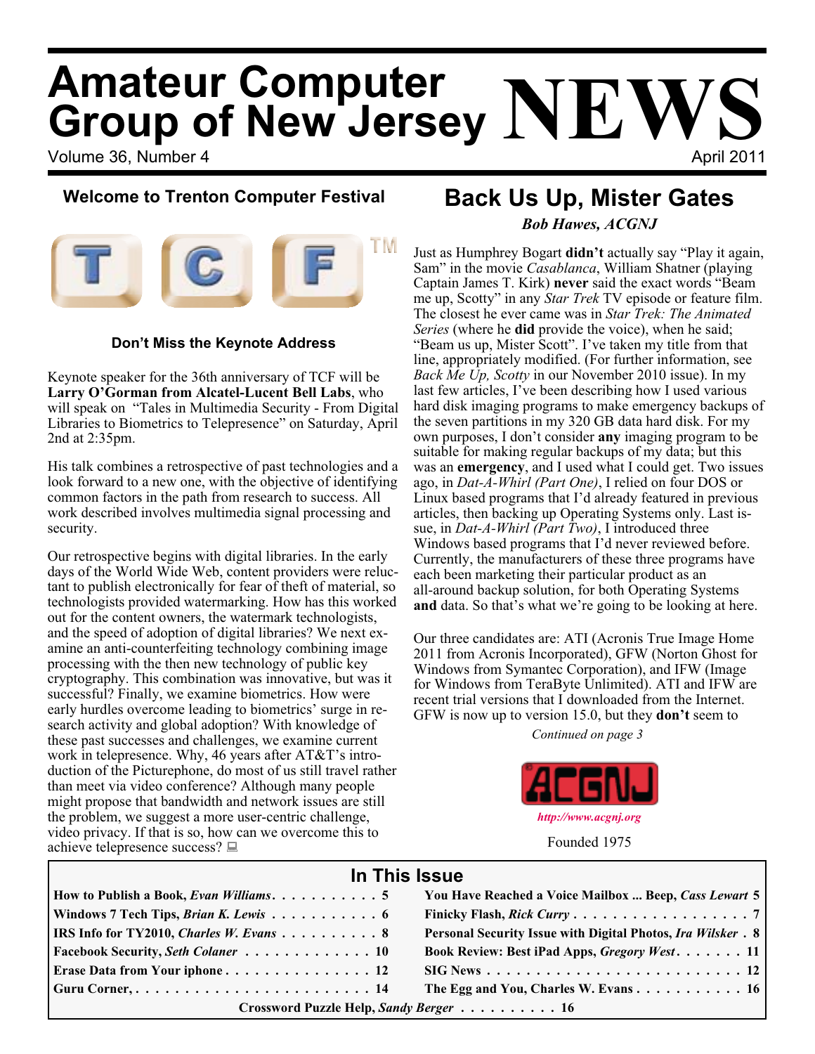# Amateur Computer Group of New Jersey NEWS

Volume 36, Number 4 — April 2011

## Welcome to Trenton Computer Festival

### Don't Miss the Keynote Address

Keynote speaker for the 36th anniversary of TCF will be **Larry O'Gorman from Alcatel-Lucent Bell Labs**, who will speak on "Tales in Multimedia Security - From Digital Libraries to Biometrics to Telepresence" on Saturday, April 2nd at 2:35pm.

His talk combines a retrospective of past technologies and a look forward to a new one, with the objective of identifying common factors in the path from research to success. All work described involves multimedia signal processing and security.

Our retrospective begins with digital libraries. In the early days of the World Wide Web, content providers were reluctant to publish electronically for fear of theft of material, so technologists provided watermarking. How has this worked out for the content owners, the watermark technologists, and the speed of adoption of digital libraries? We next examine an anti-counterfeiting technology combining image processing with the then new technology of public key cryptography. This combination was innovative, but was it successful? Finally, we examine biometrics. How were early hurdles overcome leading to biometrics' surge in research activity and global adoption? With knowledge of these past successes and challenges, we examine current work in telepresence. Why, 46 years after AT&T's introduction of the Picturephone, do most of us still travel rather than meet via video conference? Although many people might propose that bandwidth and network issues are still the problem, we suggest a more user-centric challenge, video privacy. If that is so, how can we overcome this to achieve telepresence success?

## Back Us Up, Mister Gates

***Bob Hawes, ACGNJ***

Just as Humphrey Bogart **didn't** actually say "Play it again, Sam" in the movie *Casablanca*, William Shatner (playing Captain James T. Kirk) **never** said the exact words "Beam me up, Scotty" in any *Star Trek* TV episode or feature film. The closest he ever came was in *Star Trek: The Animated Series* (where he **did** provide the voice), when he said; "Beam us up, Mister Scott". I've taken my title from that line, appropriately modified. (For further information, see *Back Me Up, Scotty* in our November 2010 issue). In my last few articles, I've been describing how I used various hard disk imaging programs to make emergency backups of the seven partitions in my 320 GB data hard disk. For my own purposes, I don't consider **any** imaging program to be suitable for making regular backups of my data; but this was an **emergency**, and I used what I could get. Two issues ago, in *Dat-A-Whirl (Part One)*, I relied on four DOS or Linux based programs that I'd already featured in previous articles, then backing up Operating Systems only. Last issue, in *Dat-A-Whirl (Part Two)*, I introduced three Windows based programs that I'd never reviewed before. Currently, the manufacturers of these three programs have each been marketing their particular product as an all-around backup solution, for both Operating Systems **and** data. So that's what we're going to be looking at here.

Our three candidates are: ATI (Acronis True Image Home 2011 from Acronis Incorporated), GFW (Norton Ghost for Windows from Symantec Corporation), and IFW (Image for Windows from TeraByte Unlimited). ATI and IFW are recent trial versions that I downloaded from the Internet. GFW is now up to version 15.0, but they **don't** seem to

*Continued on page 3*

ACGNJ

*http://www.acgnj.org*

Founded 1975

## In This Issue

| | |
|---|---|
| How to Publish a Book, *Evan Williams* . . . 5 | You Have Reached a Voice Mailbox ... Beep, *Cass Lewart* 5 |
| Windows 7 Tech Tips, *Brian K. Lewis* . . . 6 | Finicky Flash, *Rick Curry* . . . 7 |
| IRS Info for TY2010, *Charles W. Evans* . . . 8 | Personal Security Issue with Digital Photos, *Ira Wilsker* . 8 |
| Facebook Security, *Seth Colaner* . . . 10 | Book Review: Best iPad Apps, *Gregory West* . . . 11 |
| Erase Data from Your iphone . . . 12 | SIG News . . . 12 |
| Guru Corner, . . . 14 | The Egg and You, Charles W. Evans . . . 16 |
| Crossword Puzzle Help, *Sandy Berger* . . . 16 | |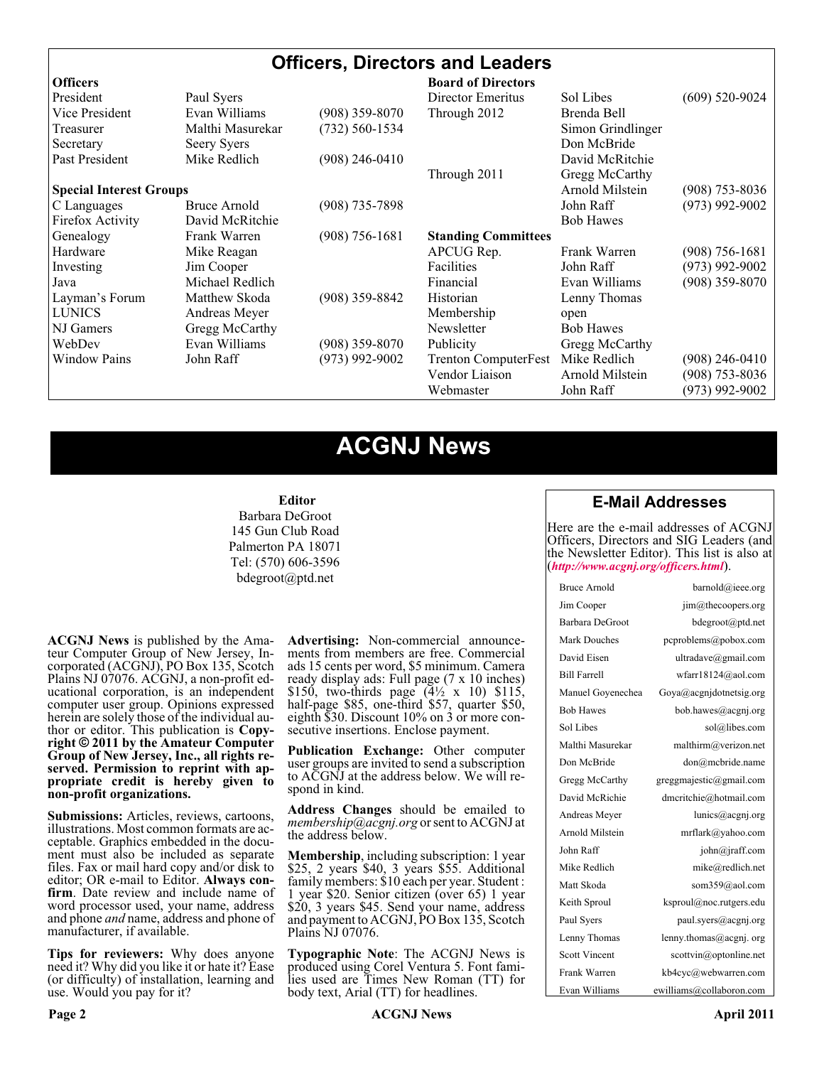## Officers, Directors and Leaders

| **Officers** | | | **Board of Directors** | | |
|---|---|---|---|---|---|
| President | Paul Syers | | Director Emeritus | Sol Libes | (609) 520-9024 |
| Vice President | Evan Williams | (908) 359-8070 | Through 2012 | Brenda Bell | |
| Treasurer | Malthi Masurekar | (732) 560-1534 | | Simon Grindlinger | |
| Secretary | Seery Syers | | | Don McBride | |
| Past President | Mike Redlich | (908) 246-0410 | | David McRitchie | |
| | | | Through 2011 | Gregg McCarthy | |
| **Special Interest Groups** | | | | Arnold Milstein | (908) 753-8036 |
| C Languages | Bruce Arnold | (908) 735-7898 | | John Raff | (973) 992-9002 |
| Firefox Activity | David McRitchie | | | Bob Hawes | |
| Genealogy | Frank Warren | (908) 756-1681 | **Standing Committees** | | |
| Hardware | Mike Reagan | | APCUG Rep. | Frank Warren | (908) 756-1681 |
| Investing | Jim Cooper | | Facilities | John Raff | (973) 992-9002 |
| Java | Michael Redlich | | Financial | Evan Williams | (908) 359-8070 |
| Layman's Forum | Matthew Skoda | (908) 359-8842 | Historian | Lenny Thomas | |
| LUNICS | Andreas Meyer | | Membership | open | |
| NJ Gamers | Gregg McCarthy | | Newsletter | Bob Hawes | |
| WebDev | Evan Williams | (908) 359-8070 | Publicity | Gregg McCarthy | |
| Window Pains | John Raff | (973) 992-9002 | Trenton ComputerFest | Mike Redlich | (908) 246-0410 |
| | | | Vendor Liaison | Arnold Milstein | (908) 753-8036 |
| | | | Webmaster | John Raff | (973) 992-9002 |

# ACGNJ News

**Editor**
Barbara DeGroot
145 Gun Club Road
Palmerton PA 18071
Tel: (570) 606-3596
bdegroot@ptd.net

**ACGNJ News** is published by the Amateur Computer Group of New Jersey, Incorporated (ACGNJ), PO Box 135, Scotch Plains NJ 07076. ACGNJ, a non-profit educational corporation, is an independent computer user group. Opinions expressed herein are solely those of the individual author or editor. This publication is **Copyright © 2011 by the Amateur Computer Group of New Jersey, Inc., all rights reserved. Permission to reprint with appropriate credit is hereby given to non-profit organizations.**

**Submissions:** Articles, reviews, cartoons, illustrations. Most common formats are acceptable. Graphics embedded in the document must also be included as separate files. Fax or mail hard copy and/or disk to editor; OR e-mail to Editor. **Always confirm**. Date review and include name of word processor used, your name, address and phone *and* name, address and phone of manufacturer, if available.

**Tips for reviewers:** Why does anyone need it? Why did you like it or hate it? Ease (or difficulty) of installation, learning and use. Would you pay for it?

**Advertising:** Non-commercial announcements from members are free. Commercial ads 15 cents per word, $5 minimum. Camera ready display ads: Full page (7 x 10 inches) $150, two-thirds page (4½ x 10) $115, half-page $85, one-third $57, quarter $50, eighth $30. Discount 10% on 3 or more consecutive insertions. Enclose payment.

**Publication Exchange:** Other computer user groups are invited to send a subscription to ACGNJ at the address below. We will respond in kind.

**Address Changes** should be emailed to *membership@acgnj.org* or sent to ACGNJ at the address below.

**Membership**, including subscription: 1 year $25, 2 years $40, 3 years $55. Additional family members: $10 each per year. Student : 1 year $20. Senior citizen (over 65) 1 year $20, 3 years $45. Send your name, address and payment to ACGNJ, PO Box 135, Scotch Plains NJ 07076.

**Typographic Note**: The ACGNJ News is produced using Corel Ventura 5. Font families used are Times New Roman (TT) for body text, Arial (TT) for headlines.

## E-Mail Addresses

Here are the e-mail addresses of ACGNJ Officers, Directors and SIG Leaders (and the Newsletter Editor). This list is also at (***http://www.acgnj.org/officers.html***).

| | |
|---|---|
| Bruce Arnold | barnold@ieee.org |
| Jim Cooper | jim@thecoopers.org |
| Barbara DeGroot | bdegroot@ptd.net |
| Mark Douches | pcproblems@pobox.com |
| David Eisen | ultradave@gmail.com |
| Bill Farrell | wfarr18124@aol.com |
| Manuel Goyenechea | Goya@acgnjdotnetsig.org |
| Bob Hawes | bob.hawes@acgnj.org |
| Sol Libes | sol@libes.com |
| Malthi Masurekar | malthirm@verizon.net |
| Don McBride | don@mcbride.name |
| Gregg McCarthy | greggmajestic@gmail.com |
| David McRichie | dmcritchie@hotmail.com |
| Andreas Meyer | lunics@acgnj.org |
| Arnold Milstein | mrflark@yahoo.com |
| John Raff | john@jraff.com |
| Mike Redlich | mike@redlich.net |
| Matt Skoda | som359@aol.com |
| Keith Sproul | ksproul@noc.rutgers.edu |
| Paul Syers | paul.syers@acgnj.org |
| Lenny Thomas | lenny.thomas@acgnj. org |
| Scott Vincent | scottvin@optonline.net |
| Frank Warren | kb4cyc@webwarren.com |
| Evan Williams | ewilliams@collaboron.com |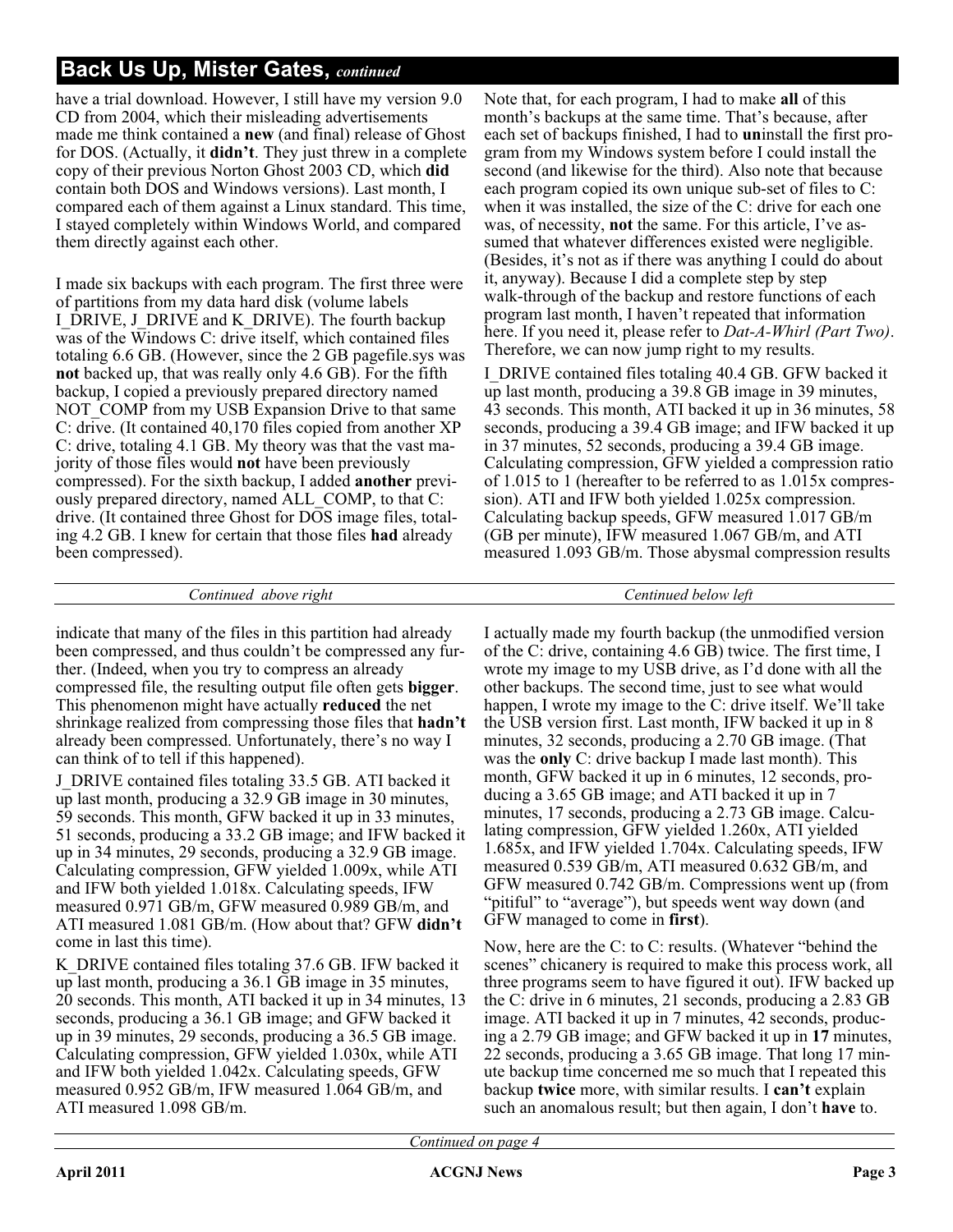## Back Us Up, Mister Gates, *continued*

have a trial download. However, I still have my version 9.0 CD from 2004, which their misleading advertisements made me think contained a **new** (and final) release of Ghost for DOS. (Actually, it **didn't**. They just threw in a complete copy of their previous Norton Ghost 2003 CD, which **did** contain both DOS and Windows versions). Last month, I compared each of them against a Linux standard. This time, I stayed completely within Windows World, and compared them directly against each other.

I made six backups with each program. The first three were of partitions from my data hard disk (volume labels I_DRIVE, J_DRIVE and K_DRIVE). The fourth backup was of the Windows C: drive itself, which contained files totaling 6.6 GB. (However, since the 2 GB pagefile.sys was **not** backed up, that was really only 4.6 GB). For the fifth backup, I copied a previously prepared directory named NOT_COMP from my USB Expansion Drive to that same C: drive. (It contained 40,170 files copied from another XP C: drive, totaling 4.1 GB. My theory was that the vast majority of those files would **not** have been previously compressed). For the sixth backup, I added **another** previously prepared directory, named ALL_COMP, to that C: drive. (It contained three Ghost for DOS image files, totaling 4.2 GB. I knew for certain that those files **had** already been compressed).

Note that, for each program, I had to make **all** of this month's backups at the same time. That's because, after each set of backups finished, I had to **un**install the first program from my Windows system before I could install the second (and likewise for the third). Also note that because each program copied its own unique sub-set of files to C: when it was installed, the size of the C: drive for each one was, of necessity, **not** the same. For this article, I've assumed that whatever differences existed were negligible. (Besides, it's not as if there was anything I could do about it, anyway). Because I did a complete step by step walk-through of the backup and restore functions of each program last month, I haven't repeated that information here. If you need it, please refer to *Dat-A-Whirl (Part Two)*. Therefore, we can now jump right to my results.

I_DRIVE contained files totaling 40.4 GB. GFW backed it up last month, producing a 39.8 GB image in 39 minutes, 43 seconds. This month, ATI backed it up in 36 minutes, 58 seconds, producing a 39.4 GB image; and IFW backed it up in 37 minutes, 52 seconds, producing a 39.4 GB image. Calculating compression, GFW yielded a compression ratio of 1.015 to 1 (hereafter to be referred to as 1.015x compression). ATI and IFW both yielded 1.025x compression. Calculating backup speeds, GFW measured 1.017 GB/m (GB per minute), IFW measured 1.067 GB/m, and ATI measured 1.093 GB/m. Those abysmal compression results indicate that many of the files in this partition had already been compressed, and thus couldn't be compressed any further. (Indeed, when you try to compress an already compressed file, the resulting output file often gets **bigger**. This phenomenon might have actually **reduced** the net shrinkage realized from compressing those files that **hadn't** already been compressed. Unfortunately, there's no way I can think of to tell if this happened).

J_DRIVE contained files totaling 33.5 GB. ATI backed it up last month, producing a 32.9 GB image in 30 minutes, 59 seconds. This month, GFW backed it up in 33 minutes, 51 seconds, producing a 33.2 GB image; and IFW backed it up in 34 minutes, 29 seconds, producing a 32.9 GB image. Calculating compression, GFW yielded 1.009x, while ATI and IFW both yielded 1.018x. Calculating speeds, IFW measured 0.971 GB/m, GFW measured 0.989 GB/m, and ATI measured 1.081 GB/m. (How about that? GFW **didn't** come in last this time).

K_DRIVE contained files totaling 37.6 GB. IFW backed it up last month, producing a 36.1 GB image in 35 minutes, 20 seconds. This month, ATI backed it up in 34 minutes, 13 seconds, producing a 36.1 GB image; and GFW backed it up in 39 minutes, 29 seconds, producing a 36.5 GB image. Calculating compression, GFW yielded 1.030x, while ATI and IFW both yielded 1.042x. Calculating speeds, GFW measured 0.952 GB/m, IFW measured 1.064 GB/m, and ATI measured 1.098 GB/m.

I actually made my fourth backup (the unmodified version of the C: drive, containing 4.6 GB) twice. The first time, I wrote my image to my USB drive, as I'd done with all the other backups. The second time, just to see what would happen, I wrote my image to the C: drive itself. We'll take the USB version first. Last month, IFW backed it up in 8 minutes, 32 seconds, producing a 2.70 GB image. (That was the **only** C: drive backup I made last month). This month, GFW backed it up in 6 minutes, 12 seconds, producing a 3.65 GB image; and ATI backed it up in 7 minutes, 17 seconds, producing a 2.73 GB image. Calculating compression, GFW yielded 1.260x, ATI yielded 1.685x, and IFW yielded 1.704x. Calculating speeds, IFW measured 0.539 GB/m, ATI measured 0.632 GB/m, and GFW measured 0.742 GB/m. Compressions went up (from "pitiful" to "average"), but speeds went way down (and GFW managed to come in **first**).

Now, here are the C: to C: results. (Whatever "behind the scenes" chicanery is required to make this process work, all three programs seem to have figured it out). IFW backed up the C: drive in 6 minutes, 21 seconds, producing a 2.83 GB image. ATI backed it up in 7 minutes, 42 seconds, producing a 2.79 GB image; and GFW backed it up in **17** minutes, 22 seconds, producing a 3.65 GB image. That long 17 minute backup time concerned me so much that I repeated this backup **twice** more, with similar results. I **can't** explain such an anomalous result; but then again, I don't **have** to.

*Continued on page 4*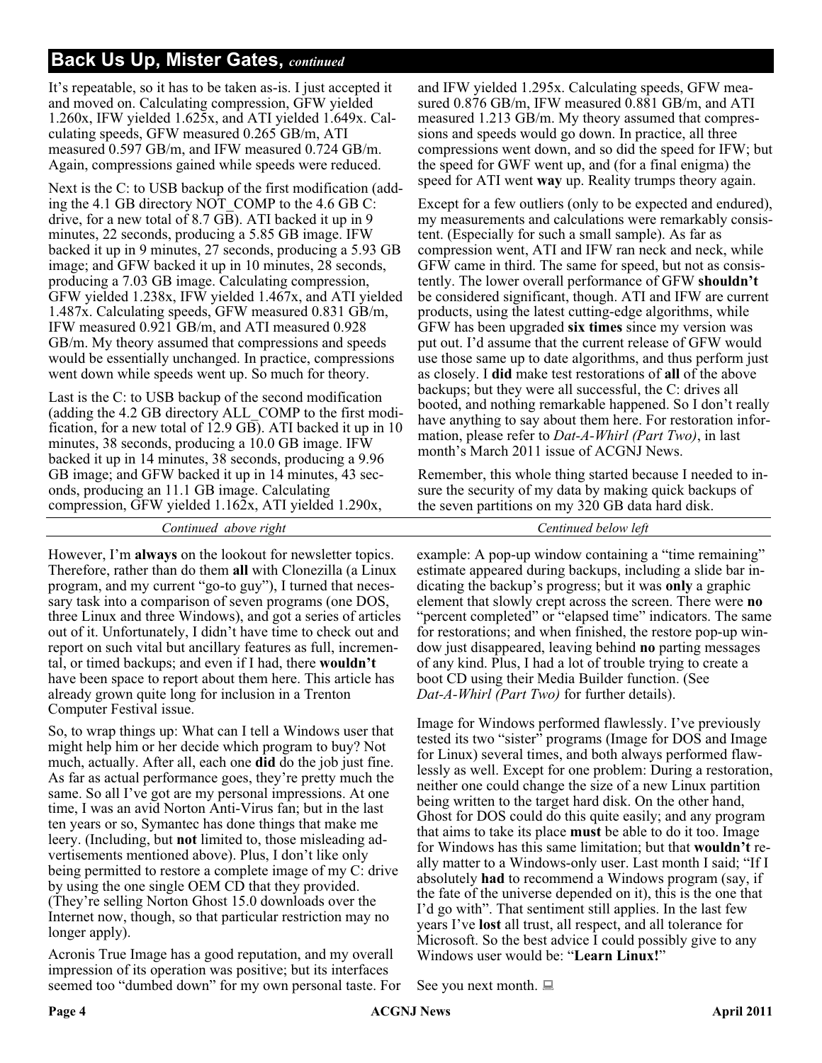## Back Us Up, Mister Gates, *continued*

It's repeatable, so it has to be taken as-is. I just accepted it and moved on. Calculating compression, GFW yielded 1.260x, IFW yielded 1.625x, and ATI yielded 1.649x. Calculating speeds, GFW measured 0.265 GB/m, ATI measured 0.597 GB/m, and IFW measured 0.724 GB/m. Again, compressions gained while speeds were reduced.

Next is the C: to USB backup of the first modification (adding the 4.1 GB directory NOT_COMP to the 4.6 GB C: drive, for a new total of 8.7 GB). ATI backed it up in 9 minutes, 22 seconds, producing a 5.85 GB image. IFW backed it up in 9 minutes, 27 seconds, producing a 5.93 GB image; and GFW backed it up in 10 minutes, 28 seconds, producing a 7.03 GB image. Calculating compression, GFW yielded 1.238x, IFW yielded 1.467x, and ATI yielded 1.487x. Calculating speeds, GFW measured 0.831 GB/m, IFW measured 0.921 GB/m, and ATI measured 0.928 GB/m. My theory assumed that compressions and speeds would be essentially unchanged. In practice, compressions went down while speeds went up. So much for theory.

Last is the C: to USB backup of the second modification (adding the 4.2 GB directory ALL_COMP to the first modification, for a new total of 12.9 GB). ATI backed it up in 10 minutes, 38 seconds, producing a 10.0 GB image. IFW backed it up in 14 minutes, 38 seconds, producing a 9.96 GB image; and GFW backed it up in 14 minutes, 43 seconds, producing an 11.1 GB image. Calculating compression, GFW yielded 1.162x, ATI yielded 1.290x, and IFW yielded 1.295x. Calculating speeds, GFW measured 0.876 GB/m, IFW measured 0.881 GB/m, and ATI measured 1.213 GB/m. My theory assumed that compressions and speeds would go down. In practice, all three compressions went down, and so did the speed for IFW; but the speed for GWF went up, and (for a final enigma) the speed for ATI went **way** up. Reality trumps theory again.

Except for a few outliers (only to be expected and endured), my measurements and calculations were remarkably consistent. (Especially for such a small sample). As far as compression went, ATI and IFW ran neck and neck, while GFW came in third. The same for speed, but not as consistently. The lower overall performance of GFW **shouldn't** be considered significant, though. ATI and IFW are current products, using the latest cutting-edge algorithms, while GFW has been upgraded **six times** since my version was put out. I'd assume that the current release of GFW would use those same up to date algorithms, and thus perform just as closely. I **did** make test restorations of **all** of the above backups; but they were all successful, the C: drives all booted, and nothing remarkable happened. So I don't really have anything to say about them here. For restoration information, please refer to *Dat-A-Whirl (Part Two)*, in last month's March 2011 issue of ACGNJ News.

Remember, this whole thing started because I needed to insure the security of my data by making quick backups of the seven partitions on my 320 GB data hard disk.

*Continued above right* | *Centinued below left*

However, I'm **always** on the lookout for newsletter topics. Therefore, rather than do them **all** with Clonezilla (a Linux program, and my current "go-to guy"), I turned that necessary task into a comparison of seven programs (one DOS, three Linux and three Windows), and got a series of articles out of it. Unfortunately, I didn't have time to check out and report on such vital but ancillary features as full, incremental, or timed backups; and even if I had, there **wouldn't** have been space to report about them here. This article has already grown quite long for inclusion in a Trenton Computer Festival issue.

So, to wrap things up: What can I tell a Windows user that might help him or her decide which program to buy? Not much, actually. After all, each one **did** do the job just fine. As far as actual performance goes, they're pretty much the same. So all I've got are my personal impressions. At one time, I was an avid Norton Anti-Virus fan; but in the last ten years or so, Symantec has done things that make me leery. (Including, but **not** limited to, those misleading advertisements mentioned above). Plus, I don't like only being permitted to restore a complete image of my C: drive by using the one single OEM CD that they provided. (They're selling Norton Ghost 15.0 downloads over the Internet now, though, so that particular restriction may no longer apply).

Acronis True Image has a good reputation, and my overall impression of its operation was positive; but its interfaces seemed too "dumbed down" for my own personal taste. For example: A pop-up window containing a "time remaining" estimate appeared during backups, including a slide bar indicating the backup's progress; but it was **only** a graphic element that slowly crept across the screen. There were **no** "percent completed" or "elapsed time" indicators. The same for restorations; and when finished, the restore pop-up window just disappeared, leaving behind **no** parting messages of any kind. Plus, I had a lot of trouble trying to create a boot CD using their Media Builder function. (See *Dat-A-Whirl (Part Two)* for further details).

Image for Windows performed flawlessly. I've previously tested its two "sister" programs (Image for DOS and Image for Linux) several times, and both always performed flawlessly as well. Except for one problem: During a restoration, neither one could change the size of a new Linux partition being written to the target hard disk. On the other hand, Ghost for DOS could do this quite easily; and any program that aims to take its place **must** be able to do it too. Image for Windows has this same limitation; but that **wouldn't** really matter to a Windows-only user. Last month I said; "If I absolutely **had** to recommend a Windows program (say, if the fate of the universe depended on it), this is the one that I'd go with". That sentiment still applies. In the last few years I've **lost** all trust, all respect, and all tolerance for Microsoft. So the best advice I could possibly give to any Windows user would be: "**Learn Linux!**"

See you next month.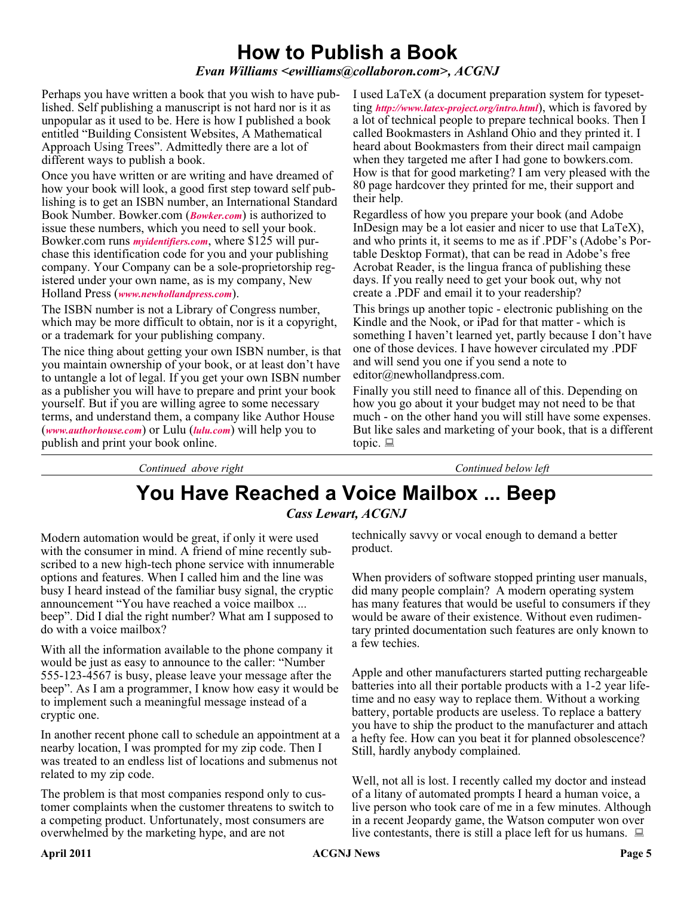# How to Publish a Book

*Evan Williams <ewilliams@collaboron.com>, ACGNJ*

Perhaps you have written a book that you wish to have published. Self publishing a manuscript is not hard nor is it as unpopular as it used to be. Here is how I published a book entitled “Building Consistent Websites, A Mathematical Approach Using Trees”. Admittedly there are a lot of different ways to publish a book.

Once you have written or are writing and have dreamed of how your book will look, a good first step toward self publishing is to get an ISBN number, an International Standard Book Number. Bowker.com (*Bowker.com*) is authorized to issue these numbers, which you need to sell your book. Bowker.com runs *myidentifiers.com*, where $125 will purchase this identification code for you and your publishing company. Your Company can be a sole-proprietorship registered under your own name, as is my company, New Holland Press (*www.newhollandpress.com*).

The ISBN number is not a Library of Congress number, which may be more difficult to obtain, nor is it a copyright, or a trademark for your publishing company.

The nice thing about getting your own ISBN number, is that you maintain ownership of your book, or at least don’t have to untangle a lot of legal. If you get your own ISBN number as a publisher you will have to prepare and print your book yourself. But if you are willing agree to some necessary terms, and understand them, a company like Author House (*www.authorhouse.com*) or Lulu (*lulu.com*) will help you to publish and print your book online.

I used LaTeX (a document preparation system for typesetting *http://www.latex-project.org/intro.html*), which is favored by a lot of technical people to prepare technical books. Then I called Bookmasters in Ashland Ohio and they printed it. I heard about Bookmasters from their direct mail campaign when they targeted me after I had gone to bowkers.com. How is that for good marketing? I am very pleased with the 80 page hardcover they printed for me, their support and their help.

Regardless of how you prepare your book (and Adobe InDesign may be a lot easier and nicer to use that LaTeX), and who prints it, it seems to me as if .PDF’s (Adobe’s Portable Desktop Format), that can be read in Adobe’s free Acrobat Reader, is the lingua franca of publishing these days. If you really need to get your book out, why not create a .PDF and email it to your readership?

This brings up another topic - electronic publishing on the Kindle and the Nook, or iPad for that matter - which is something I haven’t learned yet, partly because I don’t have one of those devices. I have however circulated my .PDF and will send you one if you send a note to editor@newhollandpress.com.

Finally you still need to finance all of this. Depending on how you go about it your budget may not need to be that much - on the other hand you will still have some expenses. But like sales and marketing of your book, that is a different topic.

# You Have Reached a Voice Mailbox ... Beep

*Cass Lewart, ACGNJ*

Modern automation would be great, if only it were used with the consumer in mind. A friend of mine recently subscribed to a new high-tech phone service with innumerable options and features. When I called him and the line was busy I heard instead of the familiar busy signal, the cryptic announcement “You have reached a voice mailbox ... beep”. Did I dial the right number? What am I supposed to do with a voice mailbox?

With all the information available to the phone company it would be just as easy to announce to the caller: “Number 555-123-4567 is busy, please leave your message after the beep”. As I am a programmer, I know how easy it would be to implement such a meaningful message instead of a cryptic one.

In another recent phone call to schedule an appointment at a nearby location, I was prompted for my zip code. Then I was treated to an endless list of locations and submenus not related to my zip code.

The problem is that most companies respond only to customer complaints when the customer threatens to switch to a competing product. Unfortunately, most consumers are overwhelmed by the marketing hype, and are not technically savvy or vocal enough to demand a better product.

When providers of software stopped printing user manuals, did many people complain? A modern operating system has many features that would be useful to consumers if they would be aware of their existence. Without even rudimentary printed documentation such features are only known to a few techies.

Apple and other manufacturers started putting rechargeable batteries into all their portable products with a 1-2 year lifetime and no easy way to replace them. Without a working battery, portable products are useless. To replace a battery you have to ship the product to the manufacturer and attach a hefty fee. How can you beat it for planned obsolescence? Still, hardly anybody complained.

Well, not all is lost. I recently called my doctor and instead of a litany of automated prompts I heard a human voice, a live person who took care of me in a few minutes. Although in a recent Jeopardy game, the Watson computer won over live contestants, there is still a place left for us humans.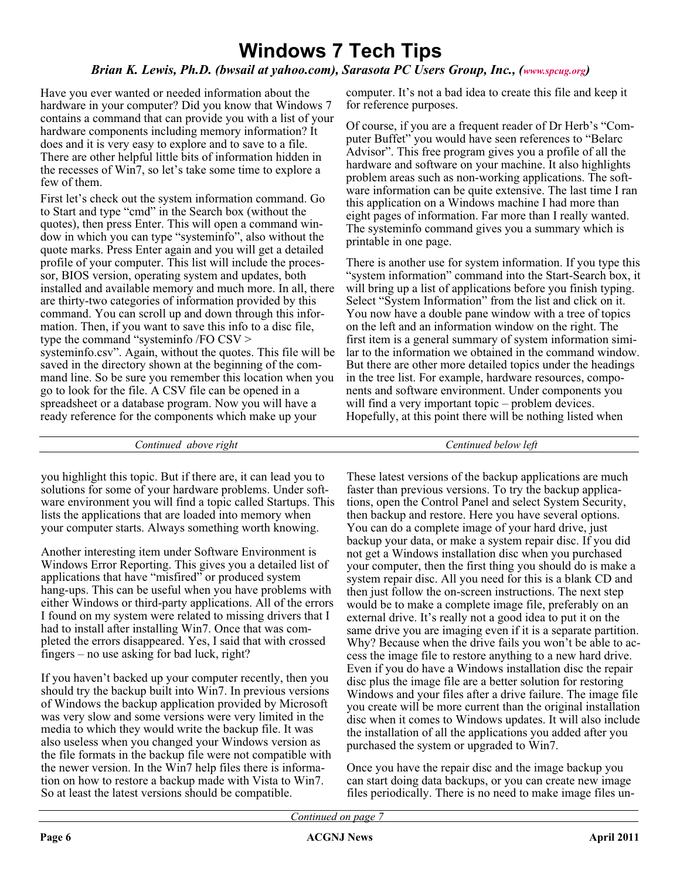# Windows 7 Tech Tips

*Brian K. Lewis, Ph.D. (bwsail at yahoo.com), Sarasota PC Users Group, Inc., (www.spcug.org)*

Have you ever wanted or needed information about the hardware in your computer? Did you know that Windows 7 contains a command that can provide you with a list of your hardware components including memory information? It does and it is very easy to explore and to save to a file. There are other helpful little bits of information hidden in the recesses of Win7, so let's take some time to explore a few of them.

First let's check out the system information command. Go to Start and type "cmd" in the Search box (without the quotes), then press Enter. This will open a command window in which you can type "systeminfo", also without the quote marks. Press Enter again and you will get a detailed profile of your computer. This list will include the processor, BIOS version, operating system and updates, both installed and available memory and much more. In all, there are thirty-two categories of information provided by this command. You can scroll up and down through this information. Then, if you want to save this info to a disc file, type the command "systeminfo /FO CSV > systeminfo.csv". Again, without the quotes. This file will be saved in the directory shown at the beginning of the command line. So be sure you remember this location when you go to look for the file. A CSV file can be opened in a spreadsheet or a database program. Now you will have a ready reference for the components which make up your computer. It's not a bad idea to create this file and keep it for reference purposes.

Of course, if you are a frequent reader of Dr Herb's "Computer Buffet" you would have seen references to "Belarc Advisor". This free program gives you a profile of all the hardware and software on your machine. It also highlights problem areas such as non-working applications. The software information can be quite extensive. The last time I ran this application on a Windows machine I had more than eight pages of information. Far more than I really wanted. The systeminfo command gives you a summary which is printable in one page.

There is another use for system information. If you type this "system information" command into the Start-Search box, it will bring up a list of applications before you finish typing. Select "System Information" from the list and click on it. You now have a double pane window with a tree of topics on the left and an information window on the right. The first item is a general summary of system information similar to the information we obtained in the command window. But there are other more detailed topics under the headings in the tree list. For example, hardware resources, components and software environment. Under components you will find a very important topic – problem devices. Hopefully, at this point there will be nothing listed when you highlight this topic. But if there are, it can lead you to solutions for some of your hardware problems. Under software environment you will find a topic called Startups. This lists the applications that are loaded into memory when your computer starts. Always something worth knowing.

Another interesting item under Software Environment is Windows Error Reporting. This gives you a detailed list of applications that have "misfired" or produced system hang-ups. This can be useful when you have problems with either Windows or third-party applications. All of the errors I found on my system were related to missing drivers that I had to install after installing Win7. Once that was completed the errors disappeared. Yes, I said that with crossed fingers – no use asking for bad luck, right?

If you haven't backed up your computer recently, then you should try the backup built into Win7. In previous versions of Windows the backup application provided by Microsoft was very slow and some versions were very limited in the media to which they would write the backup file. It was also useless when you changed your Windows version as the file formats in the backup file were not compatible with the newer version. In the Win7 help files there is information on how to restore a backup made with Vista to Win7. So at least the latest versions should be compatible.

These latest versions of the backup applications are much faster than previous versions. To try the backup applications, open the Control Panel and select System Security, then backup and restore. Here you have several options. You can do a complete image of your hard drive, just backup your data, or make a system repair disc. If you did not get a Windows installation disc when you purchased your computer, then the first thing you should do is make a system repair disc. All you need for this is a blank CD and then just follow the on-screen instructions. The next step would be to make a complete image file, preferably on an external drive. It's really not a good idea to put it on the same drive you are imaging even if it is a separate partition. Why? Because when the drive fails you won't be able to access the image file to restore anything to a new hard drive. Even if you do have a Windows installation disc the repair disc plus the image file are a better solution for restoring Windows and your files after a drive failure. The image file you create will be more current than the original installation disc when it comes to Windows updates. It will also include the installation of all the applications you added after you purchased the system or upgraded to Win7.

Once you have the repair disc and the image backup you can start doing data backups, or you can create new image files periodically. There is no need to make image files un-

*Continued on page 7*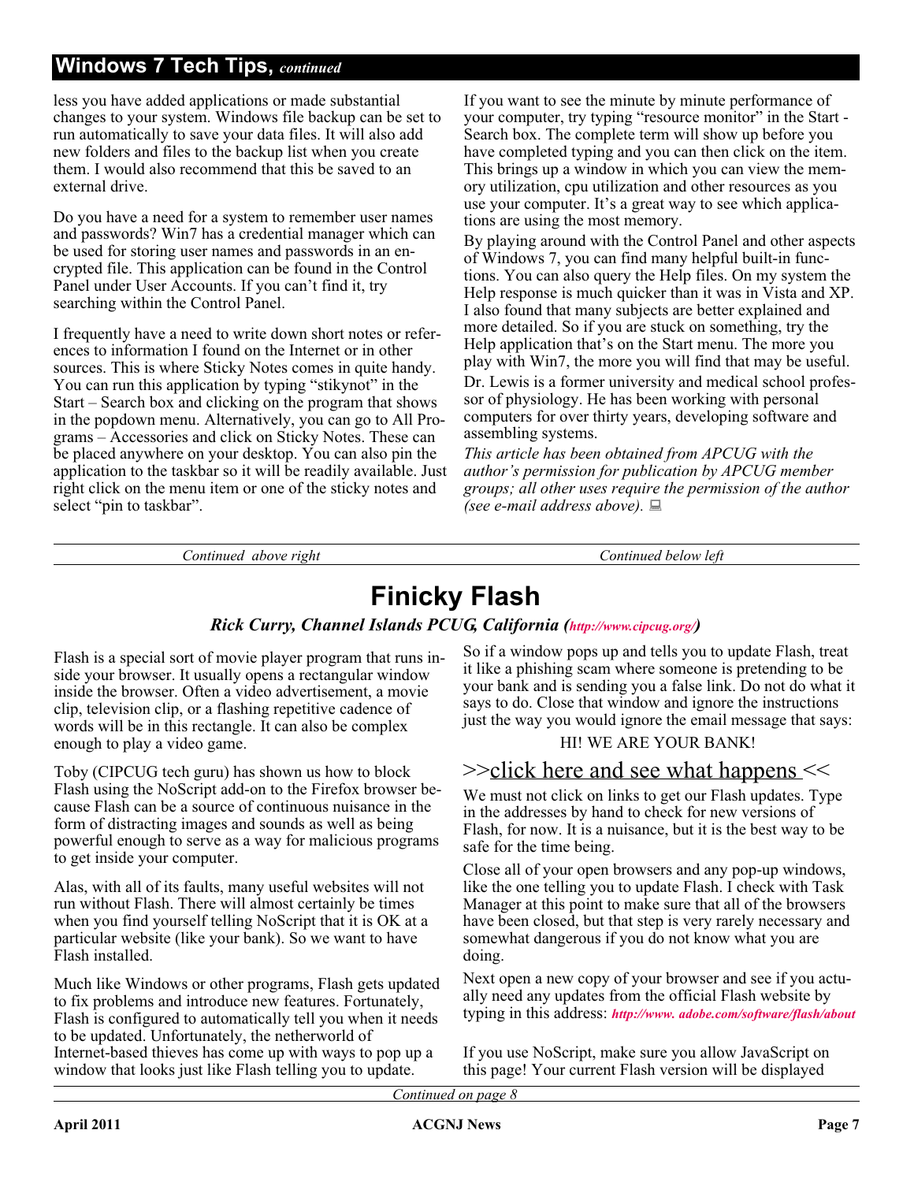## Windows 7 Tech Tips, *continued*

less you have added applications or made substantial changes to your system. Windows file backup can be set to run automatically to save your data files. It will also add new folders and files to the backup list when you create them. I would also recommend that this be saved to an external drive.

Do you have a need for a system to remember user names and passwords? Win7 has a credential manager which can be used for storing user names and passwords in an encrypted file. This application can be found in the Control Panel under User Accounts. If you can't find it, try searching within the Control Panel.

I frequently have a need to write down short notes or references to information I found on the Internet or in other sources. This is where Sticky Notes comes in quite handy. You can run this application by typing "stikynot" in the Start – Search box and clicking on the program that shows in the popdown menu. Alternatively, you can go to All Programs – Accessories and click on Sticky Notes. These can be placed anywhere on your desktop. You can also pin the application to the taskbar so it will be readily available. Just right click on the menu item or one of the sticky notes and select "pin to taskbar".

If you want to see the minute by minute performance of your computer, try typing "resource monitor" in the Start - Search box. The complete term will show up before you have completed typing and you can then click on the item. This brings up a window in which you can view the memory utilization, cpu utilization and other resources as you use your computer. It's a great way to see which applications are using the most memory.

By playing around with the Control Panel and other aspects of Windows 7, you can find many helpful built-in functions. You can also query the Help files. On my system the Help response is much quicker than it was in Vista and XP. I also found that many subjects are better explained and more detailed. So if you are stuck on something, try the Help application that's on the Start menu. The more you play with Win7, the more you will find that may be useful.

Dr. Lewis is a former university and medical school professor of physiology. He has been working with personal computers for over thirty years, developing software and assembling systems.

*This article has been obtained from APCUG with the author's permission for publication by APCUG member groups; all other uses require the permission of the author (see e-mail address above).*

# Finicky Flash

***Rick Curry, Channel Islands PCUG, California (http://www.cipcug.org/)***

Flash is a special sort of movie player program that runs inside your browser. It usually opens a rectangular window inside the browser. Often a video advertisement, a movie clip, television clip, or a flashing repetitive cadence of words will be in this rectangle. It can also be complex enough to play a video game.

Toby (CIPCUG tech guru) has shown us how to block Flash using the NoScript add-on to the Firefox browser because Flash can be a source of continuous nuisance in the form of distracting images and sounds as well as being powerful enough to serve as a way for malicious programs to get inside your computer.

Alas, with all of its faults, many useful websites will not run without Flash. There will almost certainly be times when you find yourself telling NoScript that it is OK at a particular website (like your bank). So we want to have Flash installed.

Much like Windows or other programs, Flash gets updated to fix problems and introduce new features. Fortunately, Flash is configured to automatically tell you when it needs to be updated. Unfortunately, the netherworld of Internet-based thieves has come up with ways to pop up a window that looks just like Flash telling you to update.

So if a window pops up and tells you to update Flash, treat it like a phishing scam where someone is pretending to be your bank and is sending you a false link. Do not do what it says to do. Close that window and ignore the instructions just the way you would ignore the email message that says:

HI! WE ARE YOUR BANK!

>>click here and see what happens <<

We must not click on links to get our Flash updates. Type in the addresses by hand to check for new versions of Flash, for now. It is a nuisance, but it is the best way to be safe for the time being.

Close all of your open browsers and any pop-up windows, like the one telling you to update Flash. I check with Task Manager at this point to make sure that all of the browsers have been closed, but that step is very rarely necessary and somewhat dangerous if you do not know what you are doing.

Next open a new copy of your browser and see if you actually need any updates from the official Flash website by typing in this address: ***http://www. adobe.com/software/flash/about***

If you use NoScript, make sure you allow JavaScript on this page! Your current Flash version will be displayed

*Continued on page 8*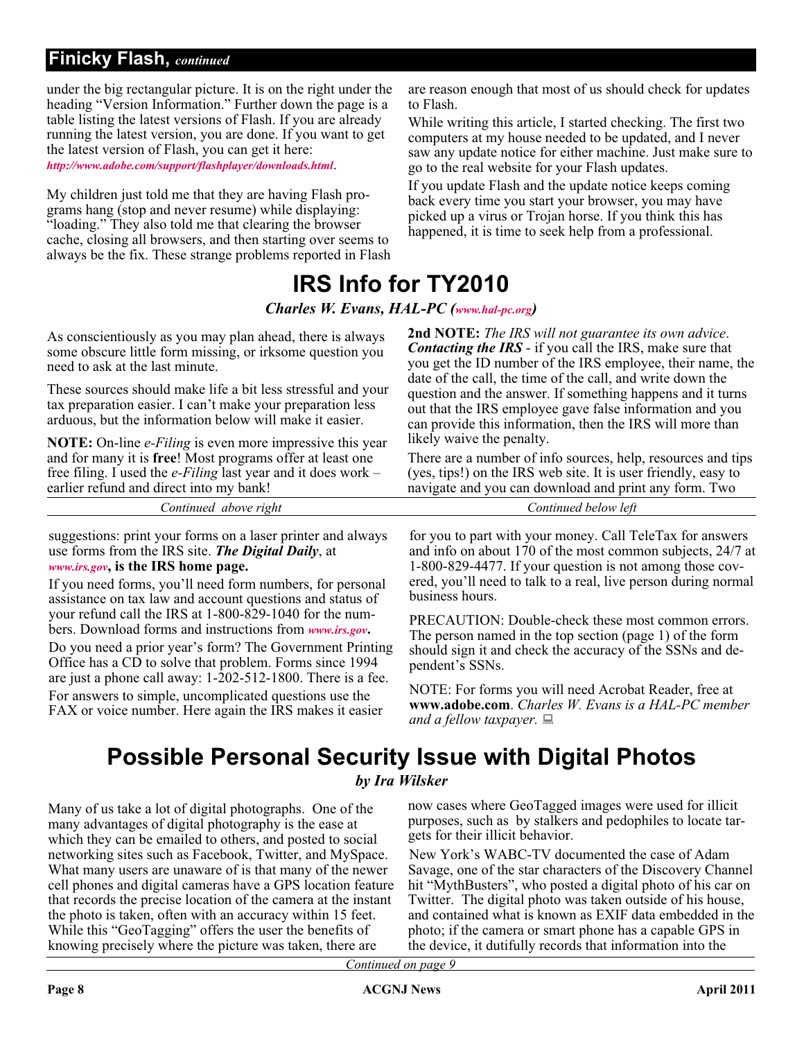## Finicky Flash, *continued*

under the big rectangular picture. It is on the right under the heading "Version Information." Further down the page is a table listing the latest versions of Flash. If you are already running the latest version, you are done. If you want to get the latest version of Flash, you can get it here: *http://www.adobe.com/support/flashplayer/downloads.html*.

My children just told me that they are having Flash programs hang (stop and never resume) while displaying: "loading." They also told me that clearing the browser cache, closing all browsers, and then starting over seems to always be the fix. These strange problems reported in Flash are reason enough that most of us should check for updates to Flash.

While writing this article, I started checking. The first two computers at my house needed to be updated, and I never saw any update notice for either machine. Just make sure to go to the real website for your Flash updates.

If you update Flash and the update notice keeps coming back every time you start your browser, you may have picked up a virus or Trojan horse. If you think this has happened, it is time to seek help from a professional.

# IRS Info for TY2010

***Charles W. Evans, HAL-PC (www.hal-pc.org)***

As conscientiously as you may plan ahead, there is always some obscure little form missing, or irksome question you need to ask at the last minute.

These sources should make life a bit less stressful and your tax preparation easier. I can't make your preparation less arduous, but the information below will make it easier.

**NOTE:** On-line *e-Filing* is even more impressive this year and for many it is **free**! Most programs offer at least one free filing. I used the *e-Filing* last year and it does work – earlier refund and direct into my bank!

**2nd NOTE:** *The IRS will not guarantee its own advice*. ***Contacting the IRS*** - if you call the IRS, make sure that you get the ID number of the IRS employee, their name, the date of the call, the time of the call, and write down the question and the answer. If something happens and it turns out that the IRS employee gave false information and you can provide this information, then the IRS will more than likely waive the penalty.

There are a number of info sources, help, resources and tips (yes, tips!) on the IRS web site. It is user friendly, easy to navigate and you can download and print any form. Two suggestions: print your forms on a laser printer and always use forms from the IRS site. ***The Digital Daily***, at ***www.irs.gov*, is the IRS home page.**

If you need forms, you'll need form numbers, for personal assistance on tax law and account questions and status of your refund call the IRS at 1-800-829-1040 for the numbers. Download forms and instructions from ***www.irs.gov*.**

Do you need a prior year's form? The Government Printing Office has a CD to solve that problem. Forms since 1994 are just a phone call away: 1-202-512-1800. There is a fee.

For answers to simple, uncomplicated questions use the FAX or voice number. Here again the IRS makes it easier for you to part with your money. Call TeleTax for answers and info on about 170 of the most common subjects, 24/7 at 1-800-829-4477. If your question is not among those covered, you'll need to talk to a real, live person during normal business hours.

PRECAUTION: Double-check these most common errors. The person named in the top section (page 1) of the form should sign it and check the accuracy of the SSNs and dependent's SSNs.

NOTE: For forms you will need Acrobat Reader, free at **www.adobe.com**. *Charles W. Evans is a HAL-PC member and a fellow taxpayer.*

# Possible Personal Security Issue with Digital Photos

***by Ira Wilsker***

Many of us take a lot of digital photographs. One of the many advantages of digital photography is the ease at which they can be emailed to others, and posted to social networking sites such as Facebook, Twitter, and MySpace. What many users are unaware of is that many of the newer cell phones and digital cameras have a GPS location feature that records the precise location of the camera at the instant the photo is taken, often with an accuracy within 15 feet. While this "GeoTagging" offers the user the benefits of knowing precisely where the picture was taken, there are now cases where GeoTagged images were used for illicit purposes, such as by stalkers and pedophiles to locate targets for their illicit behavior.

New York's WABC-TV documented the case of Adam Savage, one of the star characters of the Discovery Channel hit "MythBusters", who posted a digital photo of his car on Twitter. The digital photo was taken outside of his house, and contained what is known as EXIF data embedded in the photo; if the camera or smart phone has a capable GPS in the device, it dutifully records that information into the

*Continued on page 9*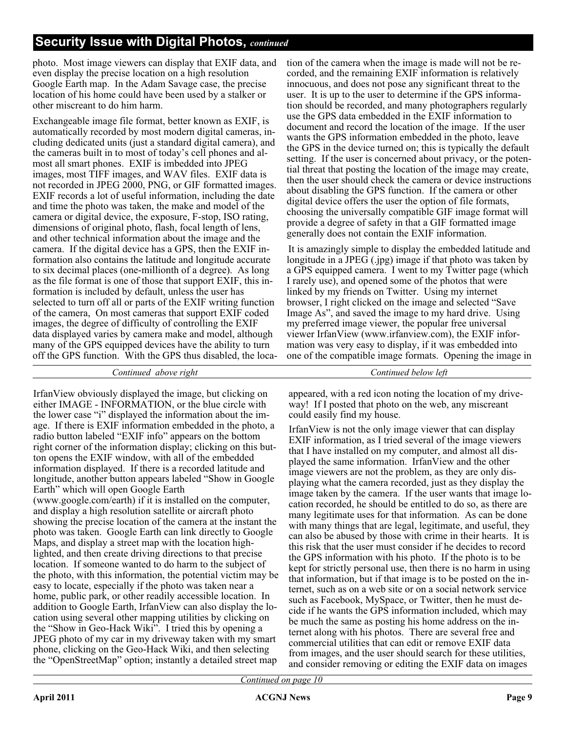## Security Issue with Digital Photos, *continued*

photo. Most image viewers can display that EXIF data, and even display the precise location on a high resolution Google Earth map. In the Adam Savage case, the precise location of his home could have been used by a stalker or other miscreant to do him harm.

Exchangeable image file format, better known as EXIF, is automatically recorded by most modern digital cameras, including dedicated units (just a standard digital camera), and the cameras built in to most of today's cell phones and almost all smart phones. EXIF is imbedded into JPEG images, most TIFF images, and WAV files. EXIF data is not recorded in JPEG 2000, PNG, or GIF formatted images. EXIF records a lot of useful information, including the date and time the photo was taken, the make and model of the camera or digital device, the exposure, F-stop, ISO rating, dimensions of original photo, flash, focal length of lens, and other technical information about the image and the camera. If the digital device has a GPS, then the EXIF information also contains the latitude and longitude accurate to six decimal places (one-millionth of a degree). As long as the file format is one of those that support EXIF, this information is included by default, unless the user has selected to turn off all or parts of the EXIF writing function of the camera, On most cameras that support EXIF coded images, the degree of difficulty of controlling the EXIF data displayed varies by camera make and model, although many of the GPS equipped devices have the ability to turn off the GPS function. With the GPS thus disabled, the location of the camera when the image is made will not be recorded, and the remaining EXIF information is relatively innocuous, and does not pose any significant threat to the user. It is up to the user to determine if the GPS information should be recorded, and many photographers regularly use the GPS data embedded in the EXIF information to document and record the location of the image. If the user wants the GPS information embedded in the photo, leave the GPS in the device turned on; this is typically the default setting. If the user is concerned about privacy, or the potential threat that posting the location of the image may create, then the user should check the camera or device instructions about disabling the GPS function. If the camera or other digital device offers the user the option of file formats, choosing the universally compatible GIF image format will provide a degree of safety in that a GIF formatted image generally does not contain the EXIF information.

It is amazingly simple to display the embedded latitude and longitude in a JPEG (.jpg) image if that photo was taken by a GPS equipped camera. I went to my Twitter page (which I rarely use), and opened some of the photos that were linked by my friends on Twitter. Using my internet browser, I right clicked on the image and selected "Save Image As", and saved the image to my hard drive. Using my preferred image viewer, the popular free universal viewer IrfanView (www.irfanview.com), the EXIF information was very easy to display, if it was embedded into one of the compatible image formats. Opening the image in IrfanView obviously displayed the image, but clicking on either IMAGE - INFORMATION, or the blue circle with the lower case "i" displayed the information about the image. If there is EXIF information embedded in the photo, a radio button labeled "EXIF info" appears on the bottom right corner of the information display; clicking on this button opens the EXIF window, with all of the embedded information displayed. If there is a recorded latitude and longitude, another button appears labeled "Show in Google Earth" which will open Google Earth (www.google.com/earth) if it is installed on the computer, and display a high resolution satellite or aircraft photo showing the precise location of the camera at the instant the photo was taken. Google Earth can link directly to Google Maps, and display a street map with the location highlighted, and then create driving directions to that precise location. If someone wanted to do harm to the subject of the photo, with this information, the potential victim may be easy to locate, especially if the photo was taken near a home, public park, or other readily accessible location. In addition to Google Earth, IrfanView can also display the location using several other mapping utilities by clicking on the "Show in Geo-Hack Wiki". I tried this by opening a JPEG photo of my car in my driveway taken with my smart phone, clicking on the Geo-Hack Wiki, and then selecting the "OpenStreetMap" option; instantly a detailed street map appeared, with a red icon noting the location of my driveway! If I posted that photo on the web, any miscreant could easily find my house.

IrfanView is not the only image viewer that can display EXIF information, as I tried several of the image viewers that I have installed on my computer, and almost all displayed the same information. IrfanView and the other image viewers are not the problem, as they are only displaying what the camera recorded, just as they display the image taken by the camera. If the user wants that image location recorded, he should be entitled to do so, as there are many legitimate uses for that information. As can be done with many things that are legal, legitimate, and useful, they can also be abused by those with crime in their hearts. It is this risk that the user must consider if he decides to record the GPS information with his photo. If the photo is to be kept for strictly personal use, then there is no harm in using that information, but if that image is to be posted on the internet, such as on a web site or on a social network service such as Facebook, MySpace, or Twitter, then he must decide if he wants the GPS information included, which may be much the same as posting his home address on the internet along with his photos. There are several free and commercial utilities that can edit or remove EXIF data from images, and the user should search for these utilities, and consider removing or editing the EXIF data on images

*Continued on page 10*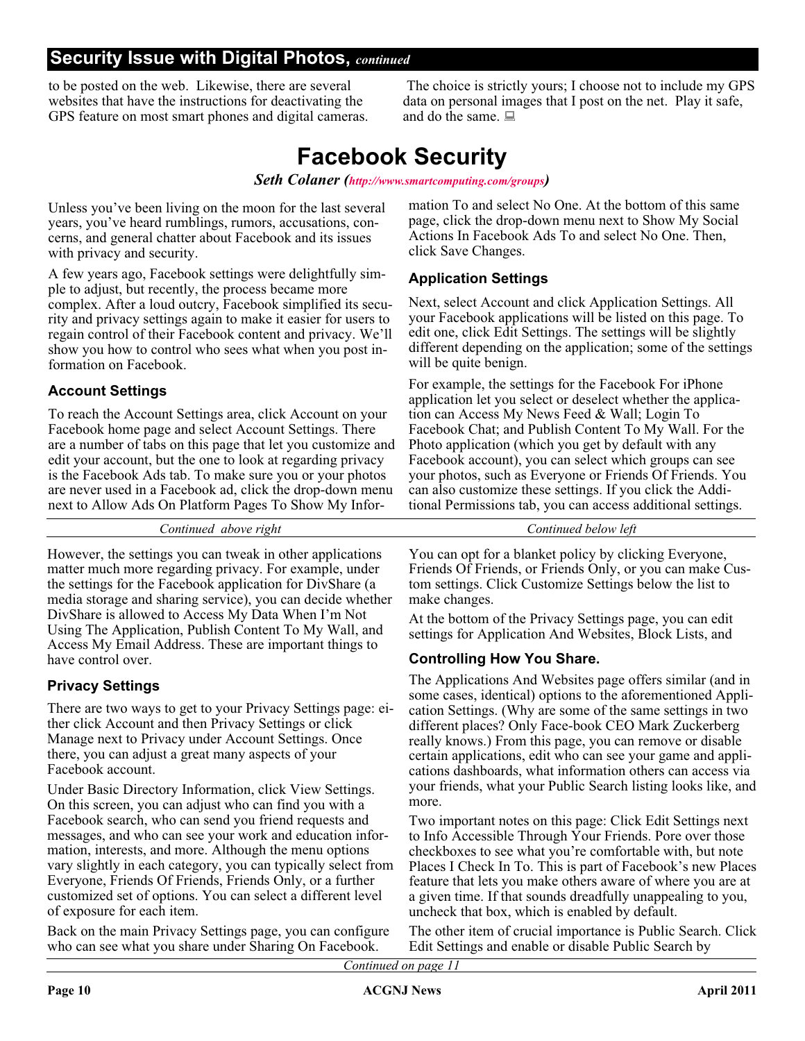## Security Issue with Digital Photos, *continued*

to be posted on the web. Likewise, there are several websites that have the instructions for deactivating the GPS feature on most smart phones and digital cameras.

The choice is strictly yours; I choose not to include my GPS data on personal images that I post on the net. Play it safe, and do the same.

# Facebook Security

***Seth Colaner (http://www.smartcomputing.com/groups)***

Unless you've been living on the moon for the last several years, you've heard rumblings, rumors, accusations, concerns, and general chatter about Facebook and its issues with privacy and security.

A few years ago, Facebook settings were delightfully simple to adjust, but recently, the process became more complex. After a loud outcry, Facebook simplified its security and privacy settings again to make it easier for users to regain control of their Facebook content and privacy. We'll show you how to control who sees what when you post information on Facebook.

### Account Settings

To reach the Account Settings area, click Account on your Facebook home page and select Account Settings. There are a number of tabs on this page that let you customize and edit your account, but the one to look at regarding privacy is the Facebook Ads tab. To make sure you or your photos are never used in a Facebook ad, click the drop-down menu next to Allow Ads On Platform Pages To Show My Information To and select No One. At the bottom of this same page, click the drop-down menu next to Show My Social Actions In Facebook Ads To and select No One. Then, click Save Changes.

### Application Settings

Next, select Account and click Application Settings. All your Facebook applications will be listed on this page. To edit one, click Edit Settings. The settings will be slightly different depending on the application; some of the settings will be quite benign.

For example, the settings for the Facebook For iPhone application let you select or deselect whether the application can Access My News Feed & Wall; Login To Facebook Chat; and Publish Content To My Wall. For the Photo application (which you get by default with any Facebook account), you can select which groups can see your photos, such as Everyone or Friends Of Friends. You can also customize these settings. If you click the Additional Permissions tab, you can access additional settings.

However, the settings you can tweak in other applications matter much more regarding privacy. For example, under the settings for the Facebook application for DivShare (a media storage and sharing service), you can decide whether DivShare is allowed to Access My Data When I'm Not Using The Application, Publish Content To My Wall, and Access My Email Address. These are important things to have control over.

### Privacy Settings

There are two ways to get to your Privacy Settings page: either click Account and then Privacy Settings or click Manage next to Privacy under Account Settings. Once there, you can adjust a great many aspects of your Facebook account.

Under Basic Directory Information, click View Settings. On this screen, you can adjust who can find you with a Facebook search, who can send you friend requests and messages, and who can see your work and education information, interests, and more. Although the menu options vary slightly in each category, you can typically select from Everyone, Friends Of Friends, Friends Only, or a further customized set of options. You can select a different level of exposure for each item.

Back on the main Privacy Settings page, you can configure who can see what you share under Sharing On Facebook. You can opt for a blanket policy by clicking Everyone, Friends Of Friends, or Friends Only, or you can make Custom settings. Click Customize Settings below the list to make changes.

At the bottom of the Privacy Settings page, you can edit settings for Application And Websites, Block Lists, and

### Controlling How You Share.

The Applications And Websites page offers similar (and in some cases, identical) options to the aforementioned Application Settings. (Why are some of the same settings in two different places? Only Face-book CEO Mark Zuckerberg really knows.) From this page, you can remove or disable certain applications, edit who can see your game and applications dashboards, what information others can access via your friends, what your Public Search listing looks like, and more.

Two important notes on this page: Click Edit Settings next to Info Accessible Through Your Friends. Pore over those checkboxes to see what you're comfortable with, but note Places I Check In To. This is part of Facebook's new Places feature that lets you make others aware of where you are at a given time. If that sounds dreadfully unappealing to you, uncheck that box, which is enabled by default.

The other item of crucial importance is Public Search. Click Edit Settings and enable or disable Public Search by

*Continued on page 11*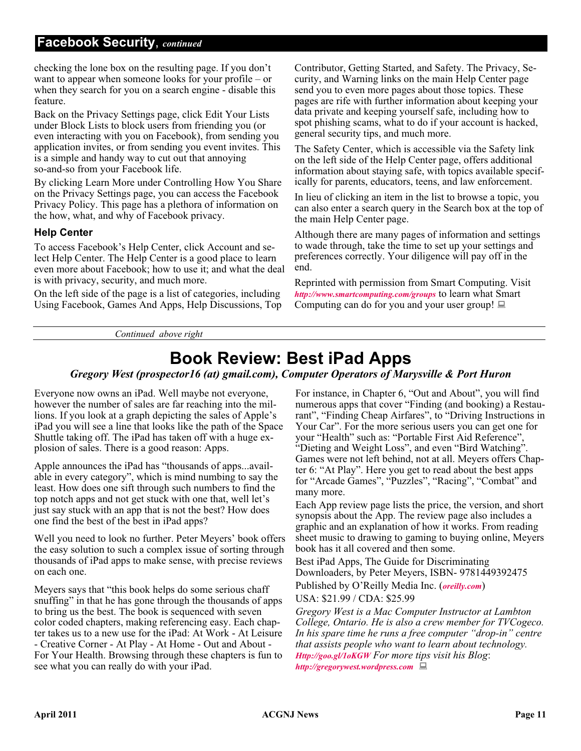## Facebook Security, *continued*

checking the lone box on the resulting page. If you don't want to appear when someone looks for your profile – or when they search for you on a search engine - disable this feature.

Back on the Privacy Settings page, click Edit Your Lists under Block Lists to block users from friending you (or even interacting with you on Facebook), from sending you application invites, or from sending you event invites. This is a simple and handy way to cut out that annoying so-and-so from your Facebook life.

By clicking Learn More under Controlling How You Share on the Privacy Settings page, you can access the Facebook Privacy Policy. This page has a plethora of information on the how, what, and why of Facebook privacy.

### Help Center

To access Facebook's Help Center, click Account and select Help Center. The Help Center is a good place to learn even more about Facebook; how to use it; and what the deal is with privacy, security, and much more.

On the left side of the page is a list of categories, including Using Facebook, Games And Apps, Help Discussions, Top Contributor, Getting Started, and Safety. The Privacy, Security, and Warning links on the main Help Center page send you to even more pages about those topics. These pages are rife with further information about keeping your data private and keeping yourself safe, including how to spot phishing scams, what to do if your account is hacked, general security tips, and much more.

The Safety Center, which is accessible via the Safety link on the left side of the Help Center page, offers additional information about staying safe, with topics available specifically for parents, educators, teens, and law enforcement.

In lieu of clicking an item in the list to browse a topic, you can also enter a search query in the Search box at the top of the main Help Center page.

Although there are many pages of information and settings to wade through, take the time to set up your settings and preferences correctly. Your diligence will pay off in the end.

Reprinted with permission from Smart Computing. Visit ***http://www.smartcomputing.com/groups*** to learn what Smart Computing can do for you and your user group!

# Book Review: Best iPad Apps

***Gregory West (prospector16 (at) gmail.com), Computer Operators of Marysville & Port Huron***

Everyone now owns an iPad. Well maybe not everyone, however the number of sales are far reaching into the millions. If you look at a graph depicting the sales of Apple's iPad you will see a line that looks like the path of the Space Shuttle taking off. The iPad has taken off with a huge explosion of sales. There is a good reason: Apps.

Apple announces the iPad has "thousands of apps...available in every category", which is mind numbing to say the least. How does one sift through such numbers to find the top notch apps and not get stuck with one that, well let's just say stuck with an app that is not the best? How does one find the best of the best in iPad apps?

Well you need to look no further. Peter Meyers' book offers the easy solution to such a complex issue of sorting through thousands of iPad apps to make sense, with precise reviews on each one.

Meyers says that "this book helps do some serious chaff snuffing" in that he has gone through the thousands of apps to bring us the best. The book is sequenced with seven color coded chapters, making referencing easy. Each chapter takes us to a new use for the iPad: At Work - At Leisure - Creative Corner - At Play - At Home - Out and About - For Your Health. Browsing through these chapters is fun to see what you can really do with your iPad.

For instance, in Chapter 6, "Out and About", you will find numerous apps that cover "Finding (and booking) a Restaurant", "Finding Cheap Airfares", to "Driving Instructions in Your Car". For the more serious users you can get one for your "Health" such as: "Portable First Aid Reference", "Dieting and Weight Loss", and even "Bird Watching". Games were not left behind, not at all. Meyers offers Chapter 6: "At Play". Here you get to read about the best apps for "Arcade Games", "Puzzles", "Racing", "Combat" and many more.

Each App review page lists the price, the version, and short synopsis about the App. The review page also includes a graphic and an explanation of how it works. From reading sheet music to drawing to gaming to buying online, Meyers book has it all covered and then some.

Best iPad Apps, The Guide for Discriminating Downloaders, by Peter Meyers, ISBN- 9781449392475

Published by O'Reilly Media Inc. (***oreilly.com***)

USA: $21.99 / CDA: $25.99

*Gregory West is a Mac Computer Instructor at Lambton College, Ontario. He is also a crew member for TVCogeco. In his spare time he runs a free computer "drop-in" centre that assists people who want to learn about technology.* ***Http://goo.gl/1oKGW*** *For more tips visit his Blog*: ***http://gregorywest.wordpress.com***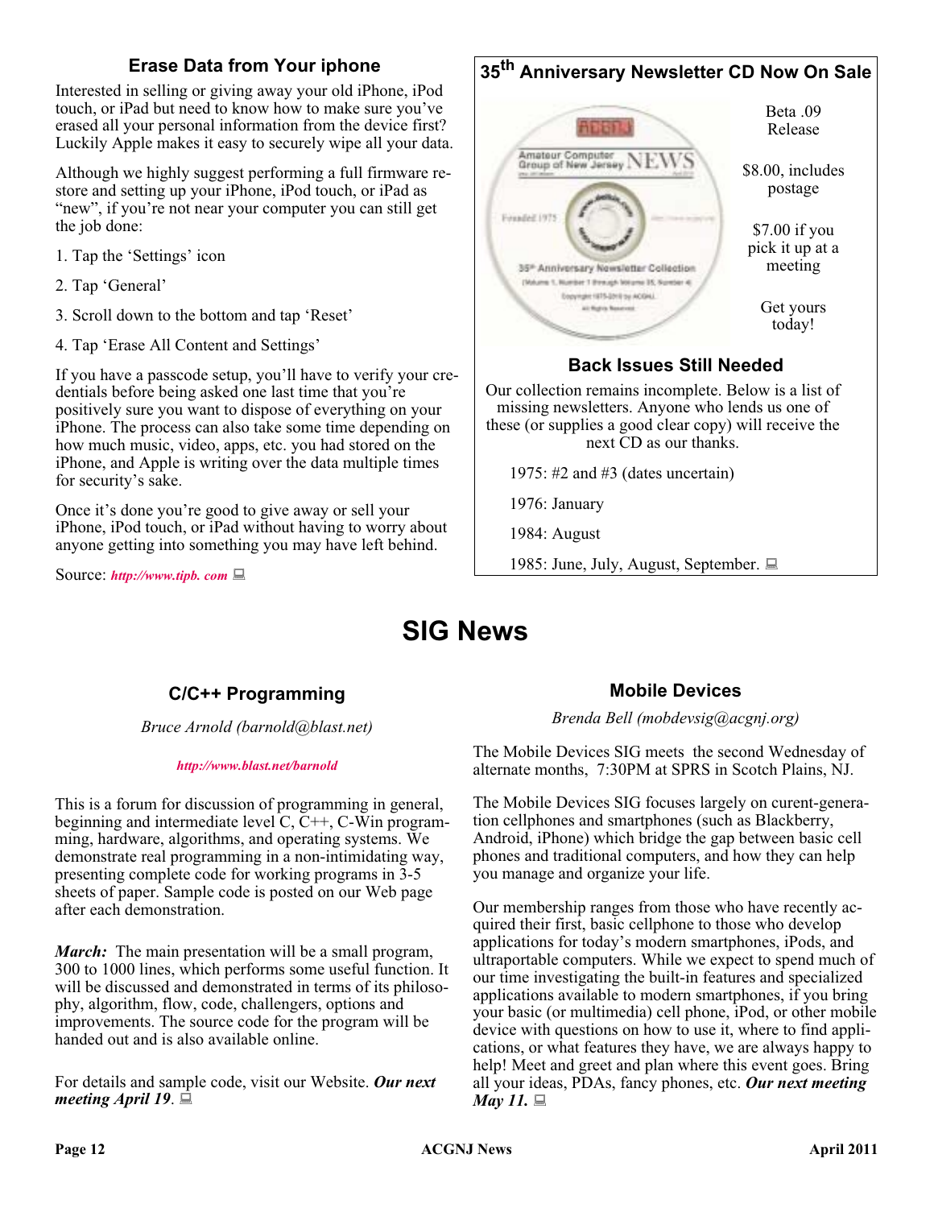## Erase Data from Your iphone

Interested in selling or giving away your old iPhone, iPod touch, or iPad but need to know how to make sure you've erased all your personal information from the device first? Luckily Apple makes it easy to securely wipe all your data.

Although we highly suggest performing a full firmware restore and setting up your iPhone, iPod touch, or iPad as "new", if you're not near your computer you can still get the job done:

1. Tap the 'Settings' icon
2. Tap 'General'
3. Scroll down to the bottom and tap 'Reset'
4. Tap 'Erase All Content and Settings'

If you have a passcode setup, you'll have to verify your credentials before being asked one last time that you're positively sure you want to dispose of everything on your iPhone. The process can also take some time depending on how much music, video, apps, etc. you had stored on the iPhone, and Apple is writing over the data multiple times for security's sake.

Once it's done you're good to give away or sell your iPhone, iPod touch, or iPad without having to worry about anyone getting into something you may have left behind.

Source: ***http://www.tipb. com***

## 35th Anniversary Newsletter CD Now On Sale

Beta .09 Release

$8.00, includes postage

$7.00 if you pick it up at a meeting

Get yours today!

### Back Issues Still Needed

Our collection remains incomplete. Below is a list of missing newsletters. Anyone who lends us one of these (or supplies a good clear copy) will receive the next CD as our thanks.

1975: #2 and #3 (dates uncertain)

1976: January

1984: August

1985: June, July, August, September.

# SIG News

### C/C++ Programming

*Bruce Arnold (barnold@blast.net)*

***http://www.blast.net/barnold***

This is a forum for discussion of programming in general, beginning and intermediate level C, C++, C-Win programming, hardware, algorithms, and operating systems. We demonstrate real programming in a non-intimidating way, presenting complete code for working programs in 3-5 sheets of paper. Sample code is posted on our Web page after each demonstration.

***March:*** The main presentation will be a small program, 300 to 1000 lines, which performs some useful function. It will be discussed and demonstrated in terms of its philosophy, algorithm, flow, code, challengers, options and improvements. The source code for the program will be handed out and is also available online.

For details and sample code, visit our Website. ***Our next meeting April 19***.

### Mobile Devices

*Brenda Bell (mobdevsig@acgnj.org)*

The Mobile Devices SIG meets the second Wednesday of alternate months, 7:30PM at SPRS in Scotch Plains, NJ.

The Mobile Devices SIG focuses largely on curent-generation cellphones and smartphones (such as Blackberry, Android, iPhone) which bridge the gap between basic cell phones and traditional computers, and how they can help you manage and organize your life.

Our membership ranges from those who have recently acquired their first, basic cellphone to those who develop applications for today's modern smartphones, iPods, and ultraportable computers. While we expect to spend much of our time investigating the built-in features and specialized applications available to modern smartphones, if you bring your basic (or multimedia) cell phone, iPod, or other mobile device with questions on how to use it, where to find applications, or what features they have, we are always happy to help! Meet and greet and plan where this event goes. Bring all your ideas, PDAs, fancy phones, etc. ***Our next meeting May 11.***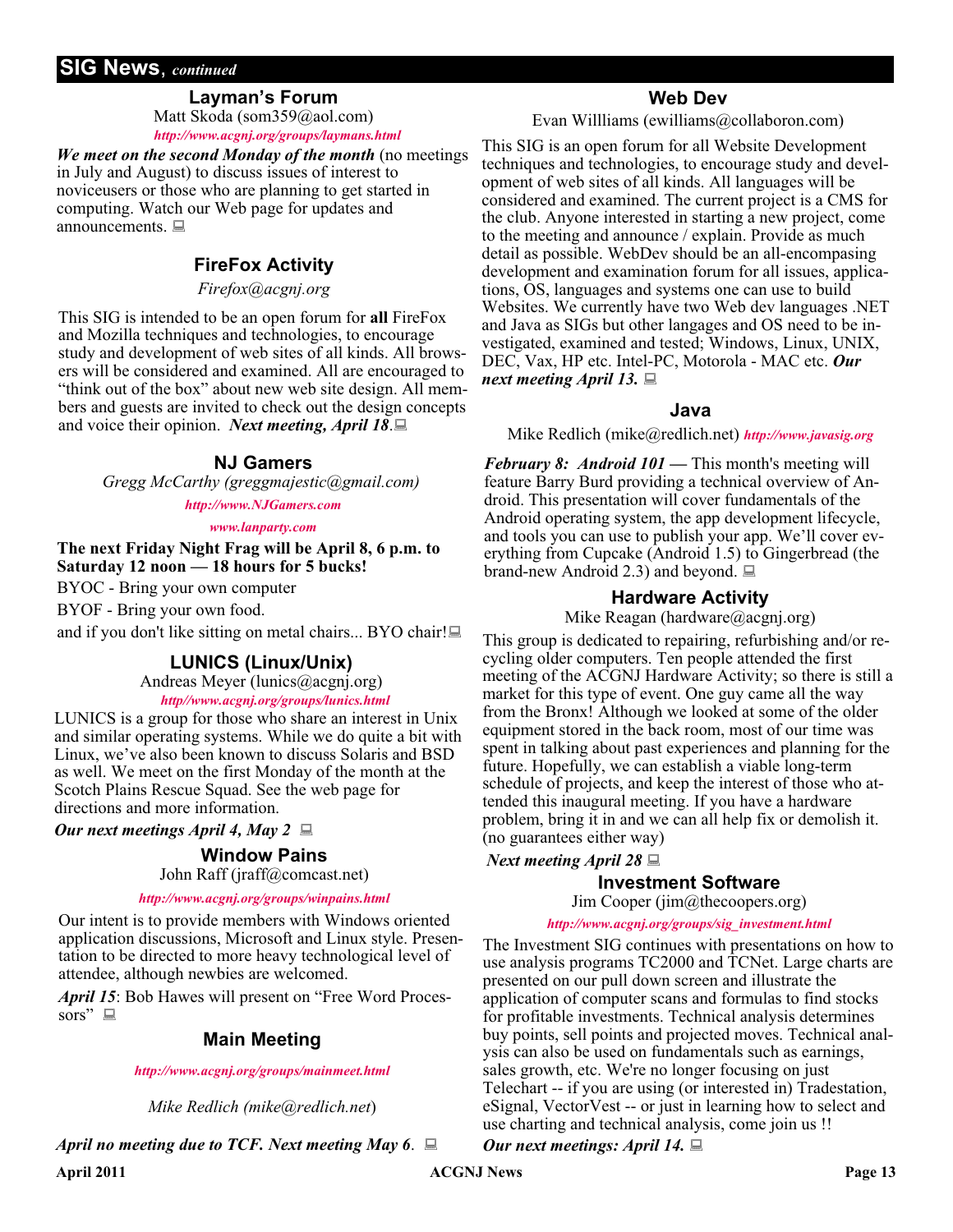## SIG News, *continued*

### Layman's Forum

Matt Skoda (som359@aol.com)

*http://www.acgnj.org/groups/laymans.html*

***We meet on the second Monday of the month*** (no meetings in July and August) to discuss issues of interest to noviceusers or those who are planning to get started in computing. Watch our Web page for updates and announcements.

### FireFox Activity

*Firefox@acgnj.org*

This SIG is intended to be an open forum for **all** FireFox and Mozilla techniques and technologies, to encourage study and development of web sites of all kinds. All browsers will be considered and examined. All are encouraged to "think out of the box" about new web site design. All members and guests are invited to check out the design concepts and voice their opinion. ***Next meeting, April 18***.

### NJ Gamers

*Gregg McCarthy (greggmajestic@gmail.com)*

*http://www.NJGamers.com*

*www.lanparty.com*

**The next Friday Night Frag will be April 8, 6 p.m. to Saturday 12 noon — 18 hours for 5 bucks!**

BYOC - Bring your own computer

BYOF - Bring your own food.

and if you don't like sitting on metal chairs... BYO chair!

### LUNICS (Linux/Unix)

Andreas Meyer (lunics@acgnj.org)

*http//www.acgnj.org/groups/lunics.html*

LUNICS is a group for those who share an interest in Unix and similar operating systems. While we do quite a bit with Linux, we've also been known to discuss Solaris and BSD as well. We meet on the first Monday of the month at the Scotch Plains Rescue Squad. See the web page for directions and more information.

***Our next meetings April 4, May 2***

### Window Pains

John Raff (jraff@comcast.net)

*http://www.acgnj.org/groups/winpains.html*

Our intent is to provide members with Windows oriented application discussions, Microsoft and Linux style. Presentation to be directed to more heavy technological level of attendee, although newbies are welcomed.

***April 15***: Bob Hawes will present on "Free Word Processors"

### Main Meeting

*http://www.acgnj.org/groups/mainmeet.html*

*Mike Redlich (mike@redlich.net)*

***April no meeting due to TCF. Next meeting May 6***.

### Web Dev

Evan Willliams (ewilliams@collaboron.com)

This SIG is an open forum for all Website Development techniques and technologies, to encourage study and development of web sites of all kinds. All languages will be considered and examined. The current project is a CMS for the club. Anyone interested in starting a new project, come to the meeting and announce / explain. Provide as much detail as possible. WebDev should be an all-encompasing development and examination forum for all issues, applications, OS, languages and systems one can use to build Websites. We currently have two Web dev languages .NET and Java as SIGs but other langages and OS need to be investigated, examined and tested; Windows, Linux, UNIX, DEC, Vax, HP etc. Intel-PC, Motorola - MAC etc. ***Our next meeting April 13.***

### Java

Mike Redlich (mike@redlich.net) *http://www.javasig.org*

***February 8: Android 101 —*** This month's meeting will feature Barry Burd providing a technical overview of Android. This presentation will cover fundamentals of the Android operating system, the app development lifecycle, and tools you can use to publish your app. We'll cover everything from Cupcake (Android 1.5) to Gingerbread (the brand-new Android 2.3) and beyond.

### Hardware Activity

Mike Reagan (hardware@acgnj.org)

This group is dedicated to repairing, refurbishing and/or recycling older computers. Ten people attended the first meeting of the ACGNJ Hardware Activity; so there is still a market for this type of event. One guy came all the way from the Bronx! Although we looked at some of the older equipment stored in the back room, most of our time was spent in talking about past experiences and planning for the future. Hopefully, we can establish a viable long-term schedule of projects, and keep the interest of those who attended this inaugural meeting. If you have a hardware problem, bring it in and we can all help fix or demolish it. (no guarantees either way)

***Next meeting April 28***

### Investment Software

Jim Cooper (jim@thecoopers.org)

*http://www.acgnj.org/groups/sig_investment.html*

The Investment SIG continues with presentations on how to use analysis programs TC2000 and TCNet. Large charts are presented on our pull down screen and illustrate the application of computer scans and formulas to find stocks for profitable investments. Technical analysis determines buy points, sell points and projected moves. Technical analysis can also be used on fundamentals such as earnings, sales growth, etc. We're no longer focusing on just Telechart -- if you are using (or interested in) Tradestation, eSignal, VectorVest -- or just in learning how to select and use charting and technical analysis, come join us !!

***Our next meetings: April 14.***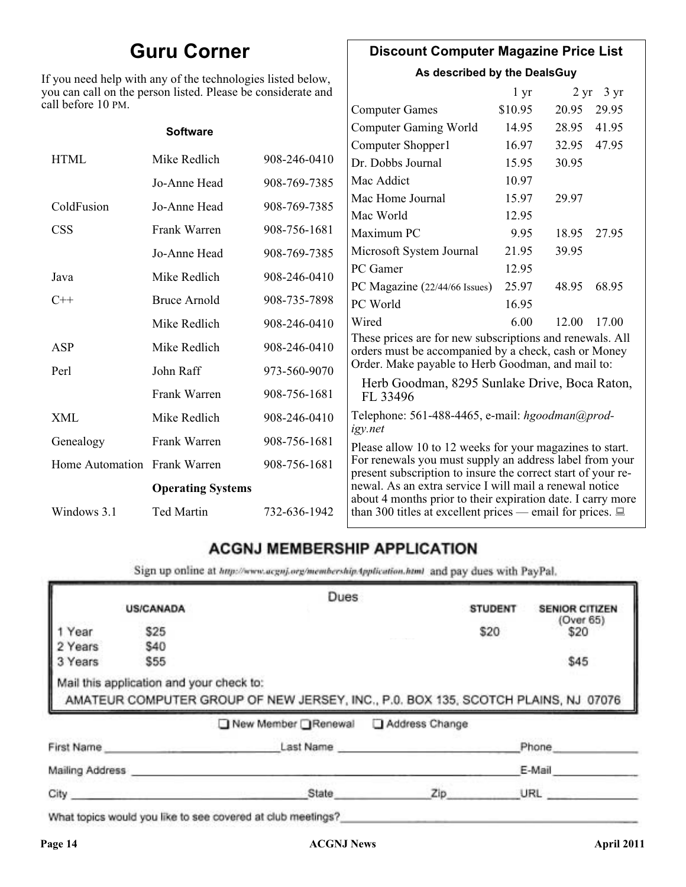## Guru Corner

If you need help with any of the technologies listed below, you can call on the person listed. Please be considerate and call before 10 PM.

**Software**

| | | |
|---|---|---|
| HTML | Mike Redlich | 908-246-0410 |
| | Jo-Anne Head | 908-769-7385 |
| ColdFusion | Jo-Anne Head | 908-769-7385 |
| CSS | Frank Warren | 908-756-1681 |
| | Jo-Anne Head | 908-769-7385 |
| Java | Mike Redlich | 908-246-0410 |
| C++ | Bruce Arnold | 908-735-7898 |
| | Mike Redlich | 908-246-0410 |
| ASP | Mike Redlich | 908-246-0410 |
| Perl | John Raff | 973-560-9070 |
| | Frank Warren | 908-756-1681 |
| XML | Mike Redlich | 908-246-0410 |
| Genealogy | Frank Warren | 908-756-1681 |
| Home Automation | Frank Warren | 908-756-1681 |
| | **Operating Systems** | |
| Windows 3.1 | Ted Martin | 732-636-1942 |

## Discount Computer Magazine Price List

**As described by the DealsGuy**

| | 1 yr | 2 yr | 3 yr |
|---|---|---|---|
| Computer Games | $10.95 | 20.95 | 29.95 |
| Computer Gaming World | 14.95 | 28.95 | 41.95 |
| Computer Shopper1 | 16.97 | 32.95 | 47.95 |
| Dr. Dobbs Journal | 15.95 | 30.95 | |
| Mac Addict | 10.97 | | |
| Mac Home Journal | 15.97 | 29.97 | |
| Mac World | 12.95 | | |
| Maximum PC | 9.95 | 18.95 | 27.95 |
| Microsoft System Journal | 21.95 | 39.95 | |
| PC Gamer | 12.95 | | |
| PC Magazine (22/44/66 Issues) | 25.97 | 48.95 | 68.95 |
| PC World | 16.95 | | |
| Wired | 6.00 | 12.00 | 17.00 |

These prices are for new subscriptions and renewals. All orders must be accompanied by a check, cash or Money Order. Make payable to Herb Goodman, and mail to:

Herb Goodman, 8295 Sunlake Drive, Boca Raton, FL 33496

Telephone: 561-488-4465, e-mail: *hgoodman@prodigy.net*

Please allow 10 to 12 weeks for your magazines to start. For renewals you must supply an address label from your present subscription to insure the correct start of your renewal. As an extra service I will mail a renewal notice about 4 months prior to their expiration date. I carry more than 300 titles at excellent prices — email for prices.

## ACGNJ MEMBERSHIP APPLICATION

Sign up online at http://www.acgnj.org/membershipApplication.html and pay dues with PayPal.

**Dues**

| | US/CANADA | STUDENT | SENIOR CITIZEN (Over 65) |
|---|---|---|---|
| 1 Year | $25 | $20 | $20 |
| 2 Years | $40 | | |
| 3 Years | $55 | | $45 |

Mail this application and your check to:

AMATEUR COMPUTER GROUP OF NEW JERSEY, INC., P.0. BOX 135, SCOTCH PLAINS, NJ 07076

☐ New Member ☐ Renewal ☐ Address Change

First Name ______________ Last Name ______________ Phone ______________

Mailing Address ______________________________ E-Mail ______________

City ______________ State ________ Zip ________ URL ______________

What topics would you like to see covered at club meetings? ______________________________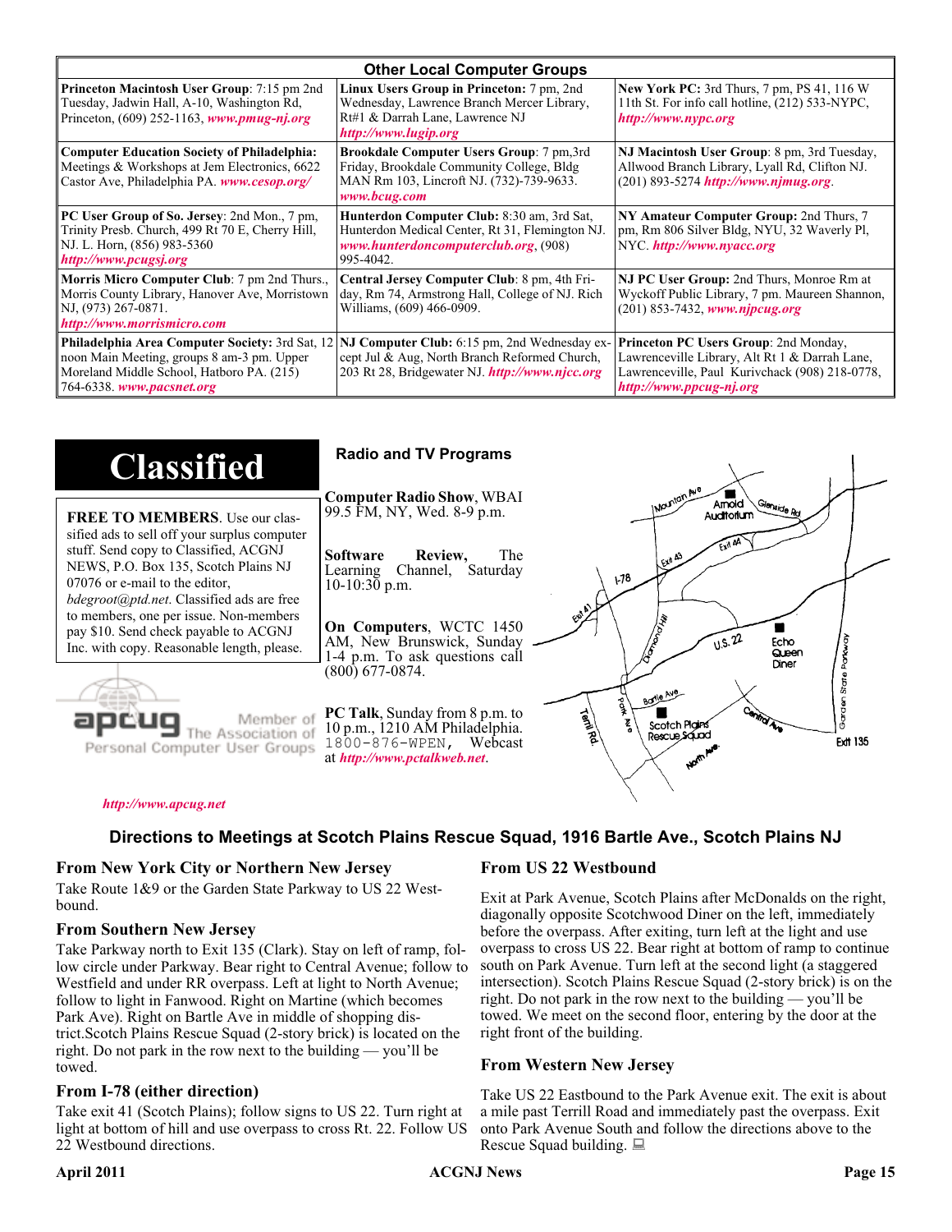| Other Local Computer Groups | | |
|---|---|---|
| **Princeton Macintosh User Group**: 7:15 pm 2nd Tuesday, Jadwin Hall, A-10, Washington Rd, Princeton, (609) 252-1163, ***www.pmug-nj.org*** | **Linux Users Group in Princeton:** 7 pm, 2nd Wednesday, Lawrence Branch Mercer Library, Rt#1 & Darrah Lane, Lawrence NJ ***http://www.lugip.org*** | **New York PC:** 3rd Thurs, 7 pm, PS 41, 116 W 11th St. For info call hotline, (212) 533-NYPC, ***http://www.nypc.org*** |
| **Computer Education Society of Philadelphia:** Meetings & Workshops at Jem Electronics, 6622 Castor Ave, Philadelphia PA. ***www.cesop.org/*** | **Brookdale Computer Users Group**: 7 pm,3rd Friday, Brookdale Community College, Bldg MAN Rm 103, Lincroft NJ. (732)-739-9633. ***www.bcug.com*** | **NJ Macintosh User Group**: 8 pm, 3rd Tuesday, Allwood Branch Library, Lyall Rd, Clifton NJ. (201) 893-5274 ***http://www.njmug.org***. |
| **PC User Group of So. Jersey**: 2nd Mon., 7 pm, Trinity Presb. Church, 499 Rt 70 E, Cherry Hill, NJ. L. Horn, (856) 983-5360 ***http://www.pcugsj.org*** | **Hunterdon Computer Club:** 8:30 am, 3rd Sat, Hunterdon Medical Center, Rt 31, Flemington NJ. ***www.hunterdoncomputerclub.org***, (908) 995-4042. | **NY Amateur Computer Group:** 2nd Thurs, 7 pm, Rm 806 Silver Bldg, NYU, 32 Waverly Pl, NYC. ***http://www.nyacc.org*** |
| **Morris Micro Computer Club**: 7 pm 2nd Thurs., Morris County Library, Hanover Ave, Morristown NJ, (973) 267-0871. ***http://www.morrismicro.com*** | **Central Jersey Computer Club**: 8 pm, 4th Friday, Rm 74, Armstrong Hall, College of NJ. Rich Williams, (609) 466-0909. | **NJ PC User Group:** 2nd Thurs, Monroe Rm at Wyckoff Public Library, 7 pm. Maureen Shannon, (201) 853-7432, ***www.njpcug.org*** |
| **Philadelphia Area Computer Society:** 3rd Sat, 12 noon Main Meeting, groups 8 am-3 pm. Upper Moreland Middle School, Hatboro PA. (215) 764-6338. ***www.pacsnet.org*** | **NJ Computer Club:** 6:15 pm, 2nd Wednesday except Jul & Aug, North Branch Reformed Church, 203 Rt 28, Bridgewater NJ. ***http://www.njcc.org*** | **Princeton PC Users Group**: 2nd Monday, Lawrenceville Library, Alt Rt 1 & Darrah Lane, Lawrenceville, Paul Kurivchack (908) 218-0778, ***http://www.ppcug-nj.org*** |

# Classified

**FREE TO MEMBERS**. Use our classified ads to sell off your surplus computer stuff. Send copy to Classified, ACGNJ NEWS, P.O. Box 135, Scotch Plains NJ 07076 or e-mail to the editor, *bdegroot@ptd.net*. Classified ads are free to members, one per issue. Non-members pay $10. Send check payable to ACGNJ Inc. with copy. Reasonable length, please.

apcug Member of The Association of Personal Computer User Groups

***http://www.apcug.net***

## Radio and TV Programs

**Computer Radio Show**, WBAI 99.5 FM, NY, Wed. 8-9 p.m.

**Software Review,** The Learning Channel, Saturday 10-10:30 p.m.

**On Computers**, WCTC 1450 AM, New Brunswick, Sunday 1-4 p.m. To ask questions call (800) 677-0874.

**PC Talk**, Sunday from 8 p.m. to 10 p.m., 1210 AM Philadelphia. 1800-876-WPEN, Webcast at ***http://www.pctalkweb.net***.

## Directions to Meetings at Scotch Plains Rescue Squad, 1916 Bartle Ave., Scotch Plains NJ

### From New York City or Northern New Jersey

Take Route 1&9 or the Garden State Parkway to US 22 Westbound.

### From Southern New Jersey

Take Parkway north to Exit 135 (Clark). Stay on left of ramp, follow circle under Parkway. Bear right to Central Avenue; follow to Westfield and under RR overpass. Left at light to North Avenue; follow to light in Fanwood. Right on Martine (which becomes Park Ave). Right on Bartle Ave in middle of shopping district.Scotch Plains Rescue Squad (2-story brick) is located on the right. Do not park in the row next to the building — you'll be towed.

### From I-78 (either direction)

Take exit 41 (Scotch Plains); follow signs to US 22. Turn right at light at bottom of hill and use overpass to cross Rt. 22. Follow US 22 Westbound directions.

### From US 22 Westbound

Exit at Park Avenue, Scotch Plains after McDonalds on the right, diagonally opposite Scotchwood Diner on the left, immediately before the overpass. After exiting, turn left at the light and use overpass to cross US 22. Bear right at bottom of ramp to continue south on Park Avenue. Turn left at the second light (a staggered intersection). Scotch Plains Rescue Squad (2-story brick) is on the right. Do not park in the row next to the building — you'll be towed. We meet on the second floor, entering by the door at the right front of the building.

### From Western New Jersey

Take US 22 Eastbound to the Park Avenue exit. The exit is about a mile past Terrill Road and immediately past the overpass. Exit onto Park Avenue South and follow the directions above to the Rescue Squad building.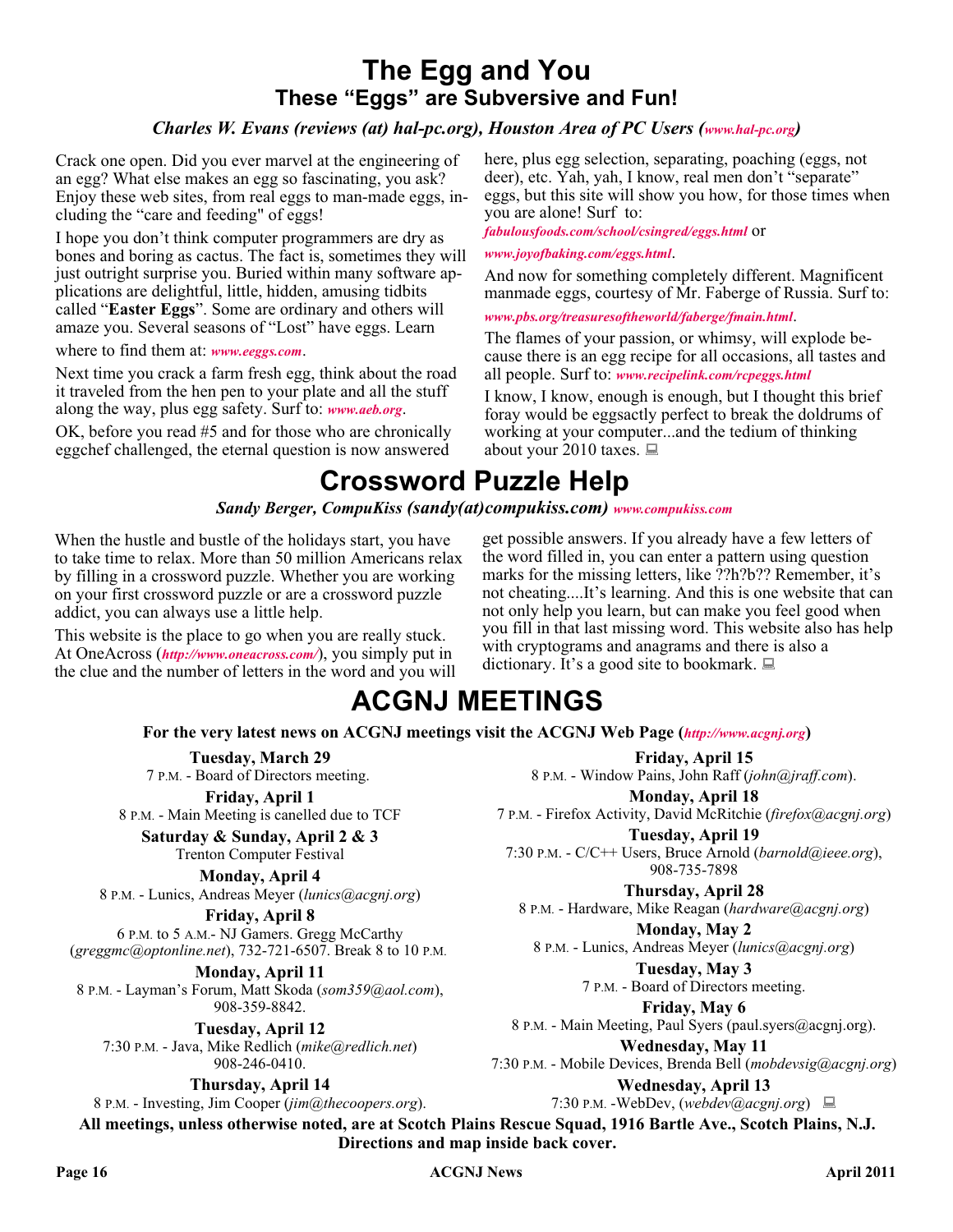# The Egg and You

## These "Eggs" are Subversive and Fun!

*Charles W. Evans (reviews (at) hal-pc.org), Houston Area of PC Users (www.hal-pc.org)*

Crack one open. Did you ever marvel at the engineering of an egg? What else makes an egg so fascinating, you ask? Enjoy these web sites, from real eggs to man-made eggs, including the "care and feeding" of eggs!

I hope you don't think computer programmers are dry as bones and boring as cactus. The fact is, sometimes they will just outright surprise you. Buried within many software applications are delightful, little, hidden, amusing tidbits called "**Easter Eggs**". Some are ordinary and others will amaze you. Several seasons of "Lost" have eggs. Learn where to find them at: *www.eeggs.com*.

Next time you crack a farm fresh egg, think about the road it traveled from the hen pen to your plate and all the stuff along the way, plus egg safety. Surf to: *www.aeb.org*.

OK, before you read #5 and for those who are chronically eggchef challenged, the eternal question is now answered here, plus egg selection, separating, poaching (eggs, not deer), etc. Yah, yah, I know, real men don't "separate" eggs, but this site will show you how, for those times when you are alone! Surf to: *fabulousfoods.com/school/csingred/eggs.html* or *www.joyofbaking.com/eggs.html*.

And now for something completely different. Magnificent manmade eggs, courtesy of Mr. Faberge of Russia. Surf to: *www.pbs.org/treasuresoftheworld/faberge/fmain.html*.

The flames of your passion, or whimsy, will explode because there is an egg recipe for all occasions, all tastes and all people. Surf to: *www.recipelink.com/rcpeggs.html*

I know, I know, enough is enough, but I thought this brief foray would be eggsactly perfect to break the doldrums of working at your computer...and the tedium of thinking about your 2010 taxes.

# Crossword Puzzle Help

*Sandy Berger, CompuKiss (sandy(at)compukiss.com) www.compukiss.com*

When the hustle and bustle of the holidays start, you have to take time to relax. More than 50 million Americans relax by filling in a crossword puzzle. Whether you are working on your first crossword puzzle or are a crossword puzzle addict, you can always use a little help.

This website is the place to go when you are really stuck. At OneAcross (*http://www.oneacross.com/*), you simply put in the clue and the number of letters in the word and you will get possible answers. If you already have a few letters of the word filled in, you can enter a pattern using question marks for the missing letters, like ??h?b?? Remember, it's not cheating....It's learning. And this is one website that can not only help you learn, but can make you feel good when you fill in that last missing word. This website also has help with cryptograms and anagrams and there is also a dictionary. It's a good site to bookmark.

# ACGNJ MEETINGS

**For the very latest news on ACGNJ meetings visit the ACGNJ Web Page (*http://www.acgnj.org*)**

**Tuesday, March 29**
7 P.M. - Board of Directors meeting.

**Friday, April 1**
8 P.M. - Main Meeting is cancelled due to TCF

**Saturday & Sunday, April 2 & 3**
Trenton Computer Festival

**Monday, April 4**
8 P.M. - Lunics, Andreas Meyer (*lunics@acgnj.org*)

**Friday, April 8**
6 P.M. to 5 A.M.- NJ Gamers. Gregg McCarthy (*greggmc@optonline.net*), 732-721-6507. Break 8 to 10 P.M.

**Monday, April 11**
8 P.M. - Layman's Forum, Matt Skoda (*som359@aol.com*), 908-359-8842.

**Tuesday, April 12**
7:30 P.M. - Java, Mike Redlich (*mike@redlich.net*) 908-246-0410.

**Thursday, April 14**
8 P.M. - Investing, Jim Cooper (*jim@thecoopers.org*).

**Friday, April 15**
8 P.M. - Window Pains, John Raff (*john@jraff.com*).

**Monday, April 18**
7 P.M. - Firefox Activity, David McRitchie (*firefox@acgnj.org*)

**Tuesday, April 19**
7:30 P.M. - C/C++ Users, Bruce Arnold (*barnold@ieee.org*), 908-735-7898

**Thursday, April 28**
8 P.M. - Hardware, Mike Reagan (*hardware@acgnj.org*)

**Monday, May 2**
8 P.M. - Lunics, Andreas Meyer (*lunics@acgnj.org*)

**Tuesday, May 3**
7 P.M. - Board of Directors meeting.

**Friday, May 6**
8 P.M. - Main Meeting, Paul Syers (paul.syers@acgnj.org).

**Wednesday, May 11**
7:30 P.M. - Mobile Devices, Brenda Bell (*mobdevsig@acgnj.org*)

**Wednesday, April 13**
7:30 P.M. -WebDev, (*webdev@acgnj.org*)

**All meetings, unless otherwise noted, are at Scotch Plains Rescue Squad, 1916 Bartle Ave., Scotch Plains, N.J. Directions and map inside back cover.**